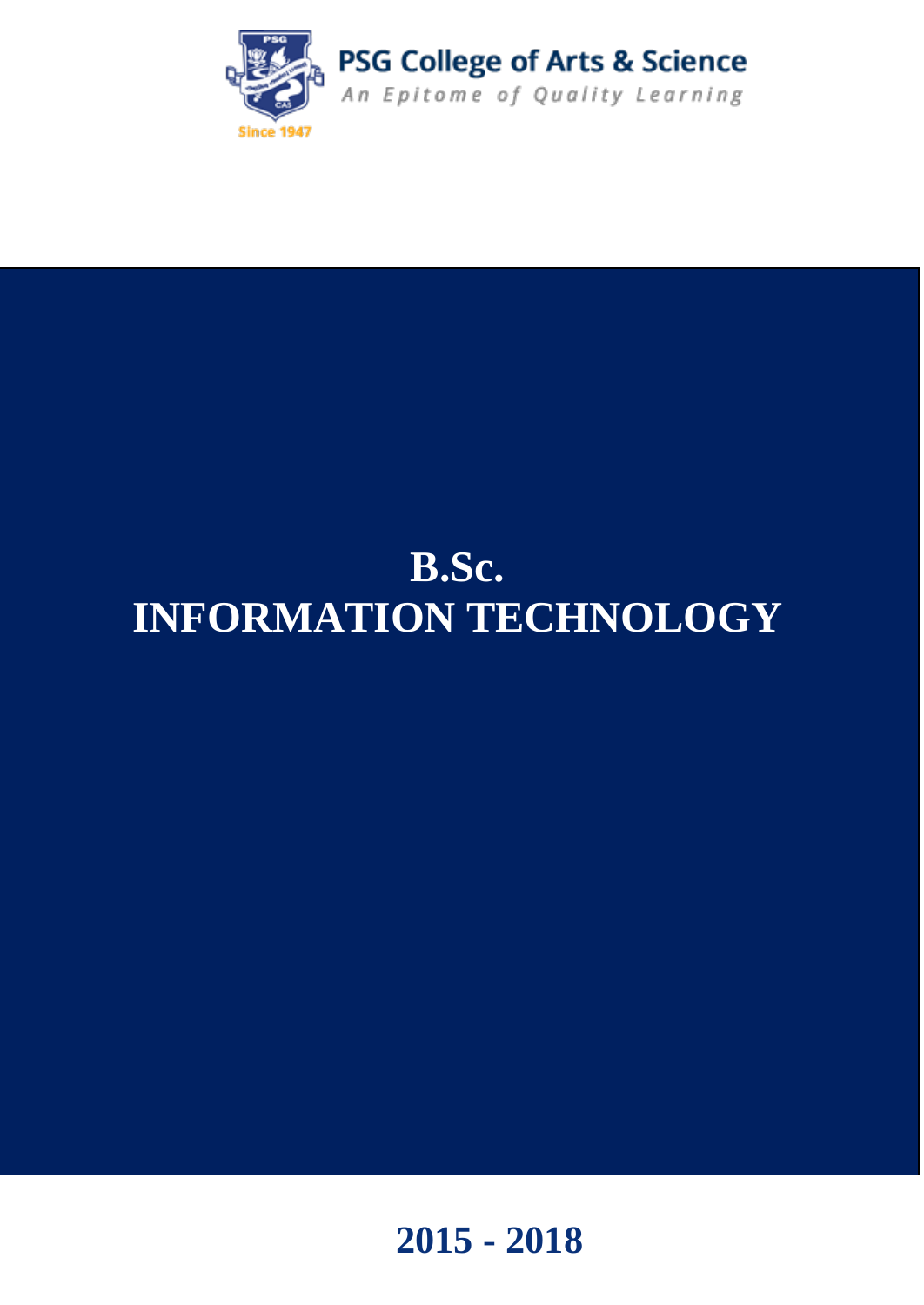PSG College of Arts & Science

*An Epitome of Quality Learning*

Since 1947

# B.Sc.
# INFORMATION TECHNOLOGY

## 2015 - 2018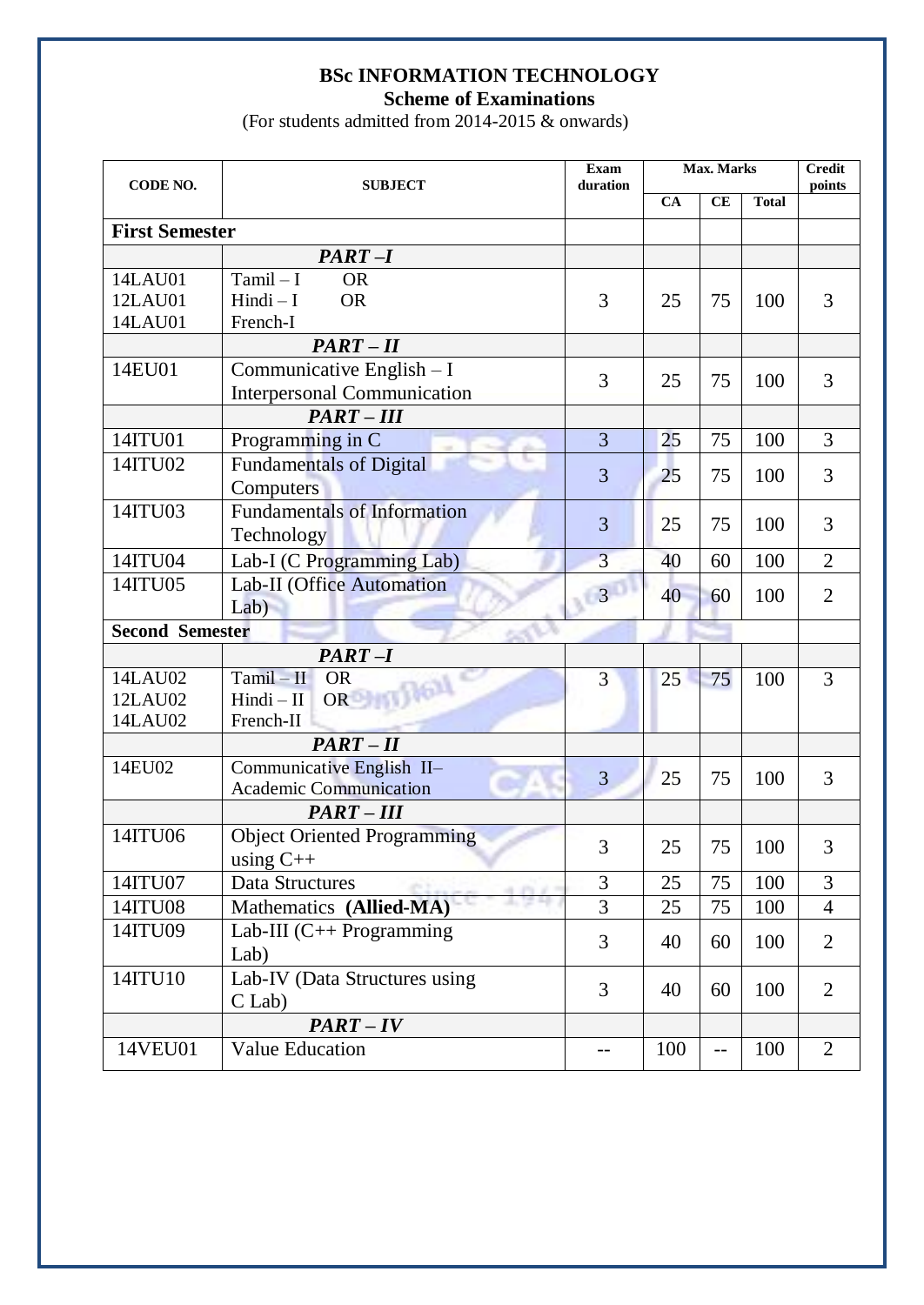# BSc INFORMATION TECHNOLOGY

## Scheme of Examinations

(For students admitted from 2014-2015 & onwards)

| CODE NO. | SUBJECT | Exam duration | Max. Marks | | | Credit points |
|---|---|---|---|---|---|---|
| | | | CA | CE | Total | |
| **First Semester** | | | | | | |
| | ***PART –I*** | | | | | |
| 14LAU01<br>12LAU01<br>14LAU01 | Tamil – I OR<br>Hindi – I OR<br>French-I | 3 | 25 | 75 | 100 | 3 |
| | ***PART – II*** | | | | | |
| 14EU01 | Communicative English – I<br>Interpersonal Communication | 3 | 25 | 75 | 100 | 3 |
| | ***PART – III*** | | | | | |
| 14ITU01 | Programming in C | 3 | 25 | 75 | 100 | 3 |
| 14ITU02 | Fundamentals of Digital Computers | 3 | 25 | 75 | 100 | 3 |
| 14ITU03 | Fundamentals of Information Technology | 3 | 25 | 75 | 100 | 3 |
| 14ITU04 | Lab-I (C Programming Lab) | 3 | 40 | 60 | 100 | 2 |
| 14ITU05 | Lab-II (Office Automation Lab) | 3 | 40 | 60 | 100 | 2 |
| **Second Semester** | | | | | | |
| | ***PART –I*** | | | | | |
| 14LAU02<br>12LAU02<br>14LAU02 | Tamil – II OR<br>Hindi – II OR<br>French-II | 3 | 25 | 75 | 100 | 3 |
| | ***PART – II*** | | | | | |
| 14EU02 | Communicative English II–<br>Academic Communication | 3 | 25 | 75 | 100 | 3 |
| | ***PART – III*** | | | | | |
| 14ITU06 | Object Oriented Programming using C++ | 3 | 25 | 75 | 100 | 3 |
| 14ITU07 | Data Structures | 3 | 25 | 75 | 100 | 3 |
| 14ITU08 | Mathematics **(Allied-MA)** | 3 | 25 | 75 | 100 | 4 |
| 14ITU09 | Lab-III (C++ Programming Lab) | 3 | 40 | 60 | 100 | 2 |
| 14ITU10 | Lab-IV (Data Structures using C Lab) | 3 | 40 | 60 | 100 | 2 |
| | ***PART – IV*** | | | | | |
| 14VEU01 | Value Education | -- | 100 | -- | 100 | 2 |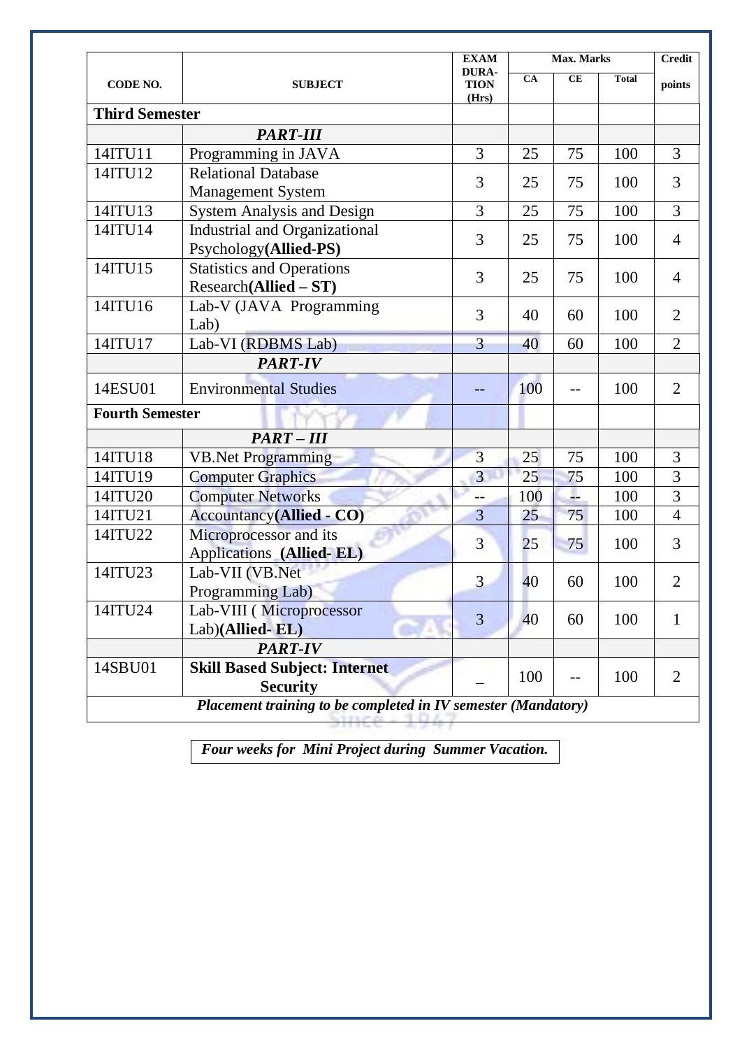| CODE NO. | SUBJECT | EXAM DURA-TION (Hrs) | Max. Marks | | | Credit points |
|---|---|---|---|---|---|---|
| | | | CA | CE | Total | |
| **Third Semester** | | | | | | |
| | ***PART-III*** | | | | | |
| 14ITU11 | Programming in JAVA | 3 | 25 | 75 | 100 | 3 |
| 14ITU12 | Relational Database Management System | 3 | 25 | 75 | 100 | 3 |
| 14ITU13 | System Analysis and Design | 3 | 25 | 75 | 100 | 3 |
| 14ITU14 | Industrial and Organizational Psychology**(Allied-PS)** | 3 | 25 | 75 | 100 | 4 |
| 14ITU15 | Statistics and Operations Research**(Allied – ST)** | 3 | 25 | 75 | 100 | 4 |
| 14ITU16 | Lab-V (JAVA Programming Lab) | 3 | 40 | 60 | 100 | 2 |
| 14ITU17 | Lab-VI (RDBMS Lab) | 3 | 40 | 60 | 100 | 2 |
| | ***PART-IV*** | | | | | |
| 14ESU01 | Environmental Studies | -- | 100 | -- | 100 | 2 |
| **Fourth Semester** | | | | | | |
| | ***PART – III*** | | | | | |
| 14ITU18 | VB.Net Programming | 3 | 25 | 75 | 100 | 3 |
| 14ITU19 | Computer Graphics | 3 | 25 | 75 | 100 | 3 |
| 14ITU20 | Computer Networks | -- | 100 | -- | 100 | 3 |
| 14ITU21 | Accountancy**(Allied - CO)** | 3 | 25 | 75 | 100 | 4 |
| 14ITU22 | Microprocessor and its Applications **(Allied- EL)** | 3 | 25 | 75 | 100 | 3 |
| 14ITU23 | Lab-VII (VB.Net Programming Lab) | 3 | 40 | 60 | 100 | 2 |
| 14ITU24 | Lab-VIII ( Microprocessor Lab)**(Allied- EL)** | 3 | 40 | 60 | 100 | 1 |
| | ***PART-IV*** | | | | | |
| 14SBU01 | **Skill Based Subject: Internet Security** | _ | 100 | -- | 100 | 2 |
| ***Placement training to be completed in IV semester (Mandatory)*** | | | | | | |

***Four weeks for Mini Project during Summer Vacation.***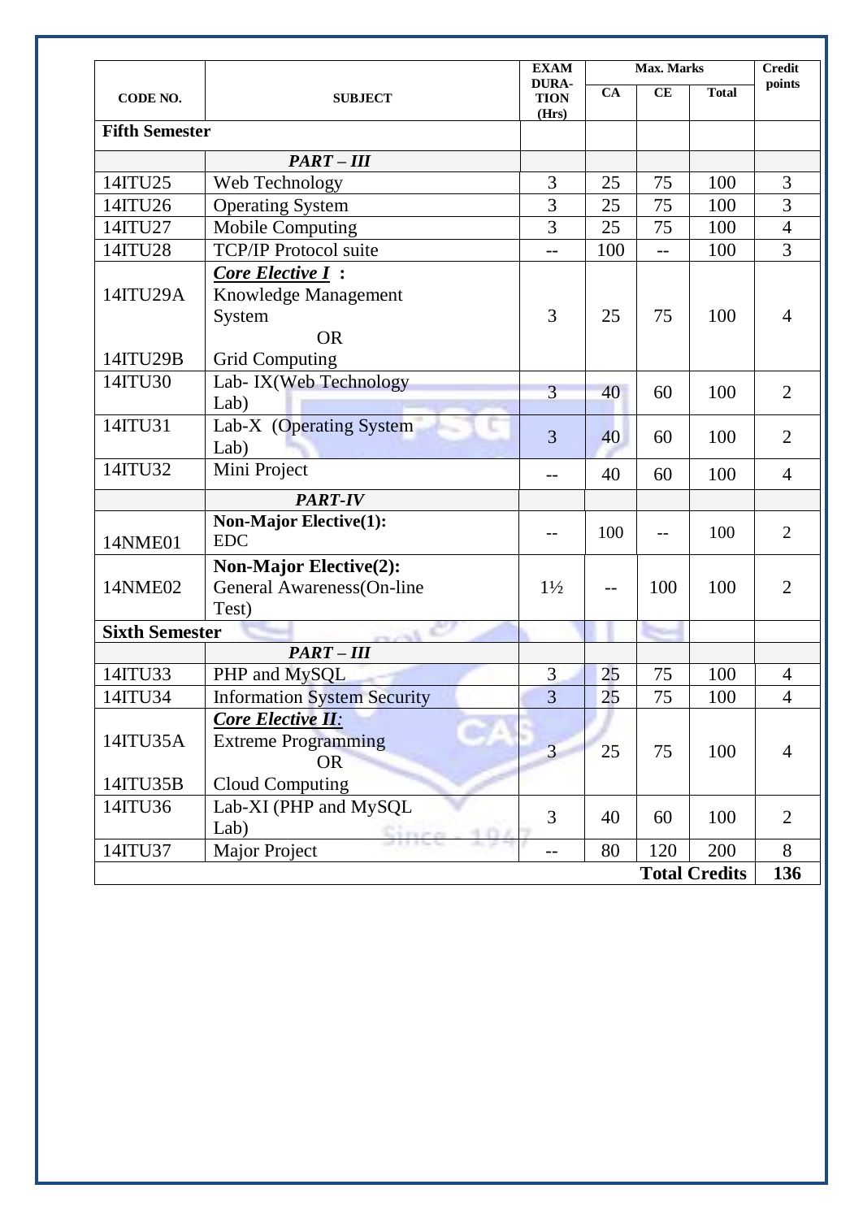| CODE NO. | SUBJECT | EXAM DURA-TION (Hrs) | Max. Marks | | | Credit points |
|---|---|---|---|---|---|---|
| | | | CA | CE | Total | |
| **Fifth Semester** | | | | | | |
| | ***PART – III*** | | | | | |
| 14ITU25 | Web Technology | 3 | 25 | 75 | 100 | 3 |
| 14ITU26 | Operating System | 3 | 25 | 75 | 100 | 3 |
| 14ITU27 | Mobile Computing | 3 | 25 | 75 | 100 | 4 |
| 14ITU28 | TCP/IP Protocol suite | -- | 100 | -- | 100 | 3 |
| 14ITU29A<br><br>14ITU29B | ***Core Elective I*** **:**<br>Knowledge Management System<br>OR<br>Grid Computing | 3 | 25 | 75 | 100 | 4 |
| 14ITU30 | Lab- IX(Web Technology Lab) | 3 | 40 | 60 | 100 | 2 |
| 14ITU31 | Lab-X (Operating System Lab) | 3 | 40 | 60 | 100 | 2 |
| 14ITU32 | Mini Project | -- | 40 | 60 | 100 | 4 |
| | ***PART-IV*** | | | | | |
| 14NME01 | **Non-Major Elective(1):** EDC | -- | 100 | -- | 100 | 2 |
| 14NME02 | **Non-Major Elective(2):** General Awareness(On-line Test) | 1½ | -- | 100 | 100 | 2 |
| **Sixth Semester** | | | | | | |
| | ***PART – III*** | | | | | |
| 14ITU33 | PHP and MySQL | 3 | 25 | 75 | 100 | 4 |
| 14ITU34 | Information System Security | 3 | 25 | 75 | 100 | 4 |
| 14ITU35A<br><br>14ITU35B | ***Core Elective II:***<br>Extreme Programming<br>OR<br>Cloud Computing | 3 | 25 | 75 | 100 | 4 |
| 14ITU36 | Lab-XI (PHP and MySQL Lab) | 3 | 40 | 60 | 100 | 2 |
| 14ITU37 | Major Project | -- | 80 | 120 | 200 | 8 |
| | | | | | **Total Credits** | **136** |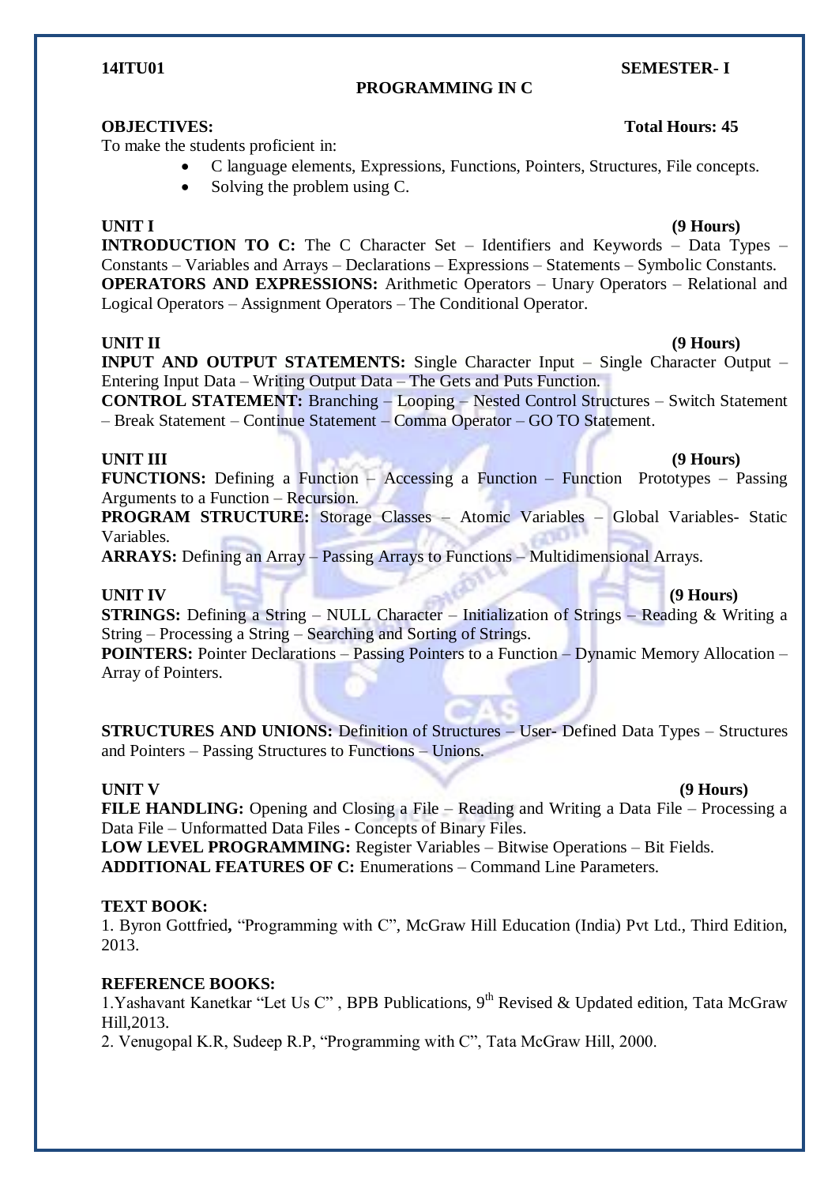**14ITU01** **SEMESTER- I**

## PROGRAMMING IN C

**OBJECTIVES:** **Total Hours: 45**

To make the students proficient in:

- C language elements, Expressions, Functions, Pointers, Structures, File concepts.
- Solving the problem using C.

**UNIT I** **(9 Hours)**

**INTRODUCTION TO C:** The C Character Set – Identifiers and Keywords – Data Types – Constants – Variables and Arrays – Declarations – Expressions – Statements – Symbolic Constants.

**OPERATORS AND EXPRESSIONS:** Arithmetic Operators – Unary Operators – Relational and Logical Operators – Assignment Operators – The Conditional Operator.

**UNIT II** **(9 Hours)**

**INPUT AND OUTPUT STATEMENTS:** Single Character Input – Single Character Output – Entering Input Data – Writing Output Data – The Gets and Puts Function.

**CONTROL STATEMENT:** Branching – Looping – Nested Control Structures – Switch Statement – Break Statement – Continue Statement – Comma Operator – GO TO Statement.

**UNIT III** **(9 Hours)**

**FUNCTIONS:** Defining a Function – Accessing a Function – Function Prototypes – Passing Arguments to a Function – Recursion.

**PROGRAM STRUCTURE:** Storage Classes – Atomic Variables – Global Variables- Static Variables.

**ARRAYS:** Defining an Array – Passing Arrays to Functions – Multidimensional Arrays.

**UNIT IV** **(9 Hours)**

**STRINGS:** Defining a String – NULL Character – Initialization of Strings – Reading & Writing a String – Processing a String – Searching and Sorting of Strings.

**POINTERS:** Pointer Declarations – Passing Pointers to a Function – Dynamic Memory Allocation – Array of Pointers.

**STRUCTURES AND UNIONS:** Definition of Structures – User- Defined Data Types – Structures and Pointers – Passing Structures to Functions – Unions.

**UNIT V** **(9 Hours)**

**FILE HANDLING:** Opening and Closing a File – Reading and Writing a Data File – Processing a Data File – Unformatted Data Files - Concepts of Binary Files.

**LOW LEVEL PROGRAMMING:** Register Variables – Bitwise Operations – Bit Fields.

**ADDITIONAL FEATURES OF C:** Enumerations – Command Line Parameters.

**TEXT BOOK:**

1. Byron Gottfried**,** "Programming with C", McGraw Hill Education (India) Pvt Ltd., Third Edition, 2013.

**REFERENCE BOOKS:**

1. Yashavant Kanetkar "Let Us C" , BPB Publications, 9th Revised & Updated edition, Tata McGraw Hill,2013.
2. Venugopal K.R, Sudeep R.P, "Programming with C", Tata McGraw Hill, 2000.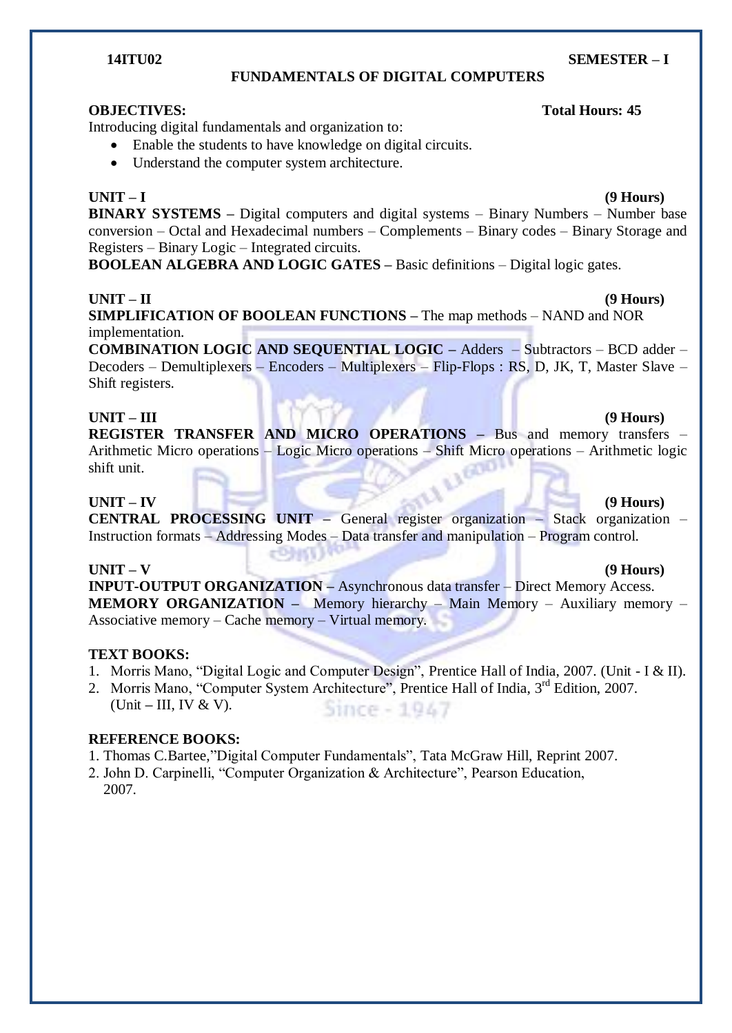**14ITU02** **SEMESTER – I**

# FUNDAMENTALS OF DIGITAL COMPUTERS

**OBJECTIVES:** **Total Hours: 45**

Introducing digital fundamentals and organization to:

- Enable the students to have knowledge on digital circuits.
- Understand the computer system architecture.

**UNIT – I** **(9 Hours)**

**BINARY SYSTEMS –** Digital computers and digital systems – Binary Numbers – Number base conversion – Octal and Hexadecimal numbers – Complements – Binary codes – Binary Storage and Registers – Binary Logic – Integrated circuits.

**BOOLEAN ALGEBRA AND LOGIC GATES –** Basic definitions – Digital logic gates.

**UNIT – II** **(9 Hours)**

**SIMPLIFICATION OF BOOLEAN FUNCTIONS –** The map methods – NAND and NOR implementation.

**COMBINATION LOGIC AND SEQUENTIAL LOGIC –** Adders – Subtractors – BCD adder – Decoders – Demultiplexers – Encoders – Multiplexers – Flip-Flops : RS, D, JK, T, Master Slave – Shift registers.

**UNIT – III** **(9 Hours)**

**REGISTER TRANSFER AND MICRO OPERATIONS –** Bus and memory transfers – Arithmetic Micro operations – Logic Micro operations – Shift Micro operations – Arithmetic logic shift unit.

**UNIT – IV** **(9 Hours)**

**CENTRAL PROCESSING UNIT –** General register organization – Stack organization – Instruction formats – Addressing Modes – Data transfer and manipulation – Program control.

**UNIT – V** **(9 Hours)**

**INPUT-OUTPUT ORGANIZATION –** Asynchronous data transfer – Direct Memory Access.

**MEMORY ORGANIZATION –** Memory hierarchy – Main Memory – Auxiliary memory – Associative memory – Cache memory – Virtual memory.

**TEXT BOOKS:**

1. Morris Mano, "Digital Logic and Computer Design", Prentice Hall of India, 2007. (Unit - I & II).
2. Morris Mano, "Computer System Architecture", Prentice Hall of India, 3rd Edition, 2007. (Unit **–** III, IV & V).

**REFERENCE BOOKS:**

1. Thomas C.Bartee,"Digital Computer Fundamentals", Tata McGraw Hill, Reprint 2007.
2. John D. Carpinelli, "Computer Organization & Architecture", Pearson Education, 2007.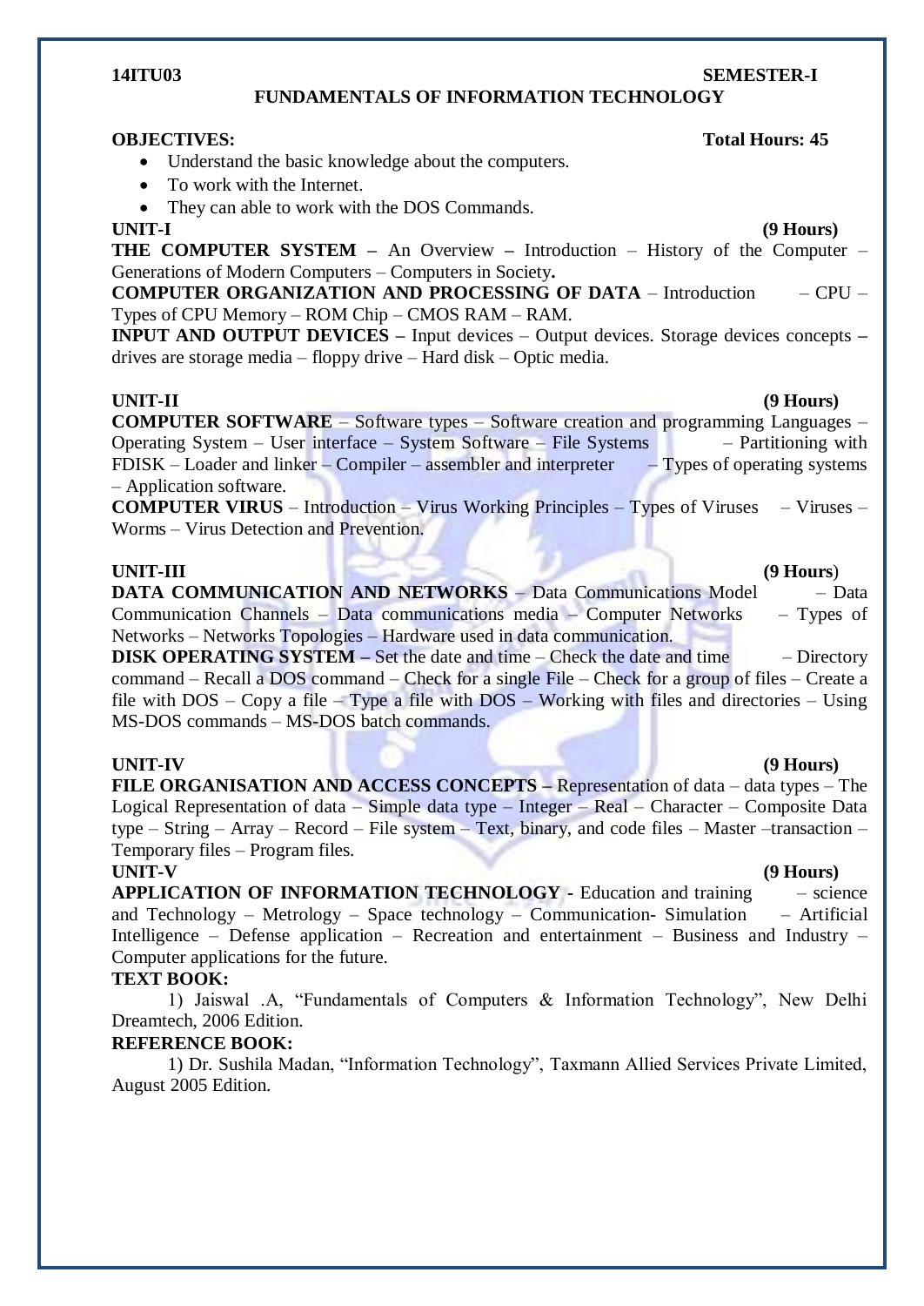**14ITU03** **SEMESTER-I**

## FUNDAMENTALS OF INFORMATION TECHNOLOGY

**OBJECTIVES:** **Total Hours: 45**

- Understand the basic knowledge about the computers.
- To work with the Internet.
- They can able to work with the DOS Commands.

**UNIT-I** **(9 Hours)**

**THE COMPUTER SYSTEM –** An Overview **–** Introduction – History of the Computer – Generations of Modern Computers – Computers in Society**.**
**COMPUTER ORGANIZATION AND PROCESSING OF DATA** – Introduction – CPU – Types of CPU Memory – ROM Chip – CMOS RAM – RAM.
**INPUT AND OUTPUT DEVICES –** Input devices – Output devices. Storage devices concepts **–** drives are storage media – floppy drive – Hard disk – Optic media.

**UNIT-II** **(9 Hours)**

**COMPUTER SOFTWARE** – Software types – Software creation and programming Languages – Operating System – User interface – System Software – File Systems – Partitioning with FDISK – Loader and linker – Compiler – assembler and interpreter – Types of operating systems – Application software.
**COMPUTER VIRUS** – Introduction – Virus Working Principles – Types of Viruses – Viruses – Worms – Virus Detection and Prevention.

**UNIT-III** **(9 Hours**)

**DATA COMMUNICATION AND NETWORKS** – Data Communications Model – Data Communication Channels – Data communications media – Computer Networks – Types of Networks – Networks Topologies – Hardware used in data communication.
**DISK OPERATING SYSTEM –** Set the date and time – Check the date and time – Directory command – Recall a DOS command – Check for a single File – Check for a group of files – Create a file with DOS – Copy a file – Type a file with DOS – Working with files and directories – Using MS-DOS commands – MS-DOS batch commands.

**UNIT-IV** **(9 Hours)**

**FILE ORGANISATION AND ACCESS CONCEPTS –** Representation of data – data types – The Logical Representation of data – Simple data type – Integer – Real – Character – Composite Data type – String – Array – Record – File system – Text, binary, and code files – Master –transaction – Temporary files – Program files.

**UNIT-V** **(9 Hours)**

**APPLICATION OF INFORMATION TECHNOLOGY** - Education and training – science and Technology – Metrology – Space technology – Communication- Simulation – Artificial Intelligence – Defense application – Recreation and entertainment – Business and Industry – Computer applications for the future.

**TEXT BOOK:**

1) Jaiswal .A, "Fundamentals of Computers & Information Technology", New Delhi Dreamtech, 2006 Edition.

**REFERENCE BOOK:**

1) Dr. Sushila Madan, "Information Technology", Taxmann Allied Services Private Limited, August 2005 Edition.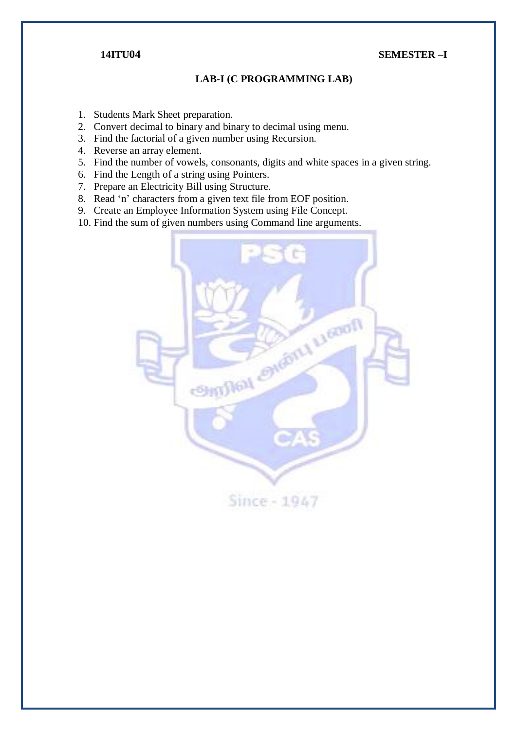**14ITU04** **SEMESTER –I**

## LAB-I (C PROGRAMMING LAB)

1. Students Mark Sheet preparation.
2. Convert decimal to binary and binary to decimal using menu.
3. Find the factorial of a given number using Recursion.
4. Reverse an array element.
5. Find the number of vowels, consonants, digits and white spaces in a given string.
6. Find the Length of a string using Pointers.
7. Prepare an Electricity Bill using Structure.
8. Read ‘n’ characters from a given text file from EOF position.
9. Create an Employee Information System using File Concept.
10. Find the sum of given numbers using Command line arguments.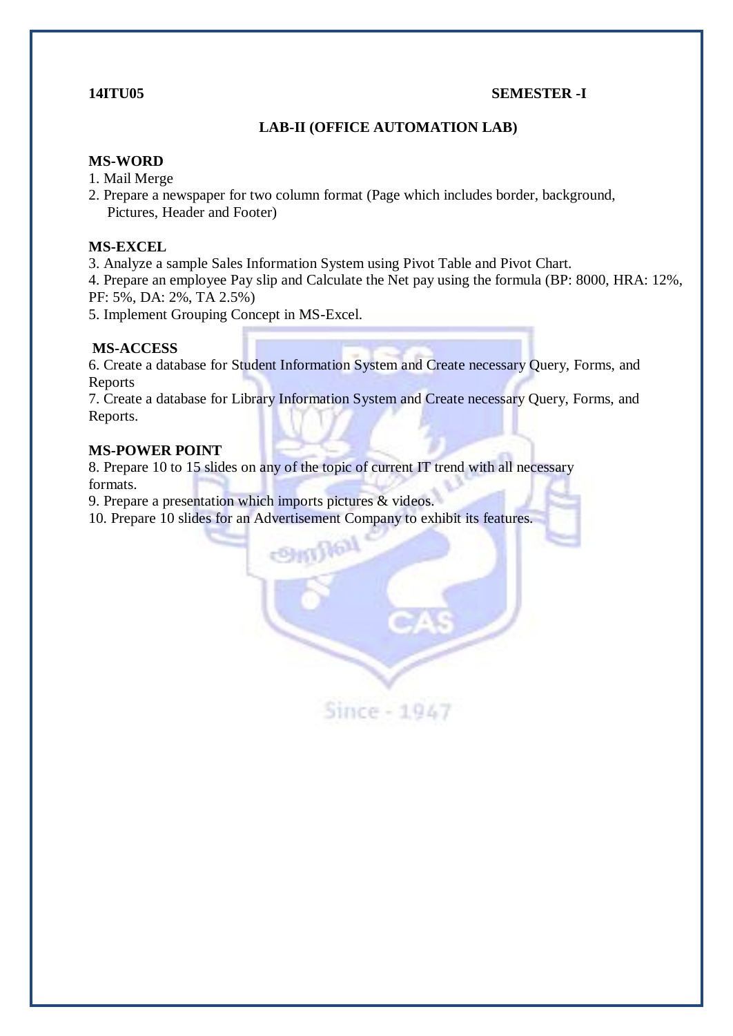**14ITU05** **SEMESTER -I**

## LAB-II (OFFICE AUTOMATION LAB)

### MS-WORD

1. Mail Merge
2. Prepare a newspaper for two column format (Page which includes border, background, Pictures, Header and Footer)

### MS-EXCEL

3. Analyze a sample Sales Information System using Pivot Table and Pivot Chart.
4. Prepare an employee Pay slip and Calculate the Net pay using the formula (BP: 8000, HRA: 12%, PF: 5%, DA: 2%, TA 2.5%)
5. Implement Grouping Concept in MS-Excel.

### MS-ACCESS

6. Create a database for Student Information System and Create necessary Query, Forms, and Reports
7. Create a database for Library Information System and Create necessary Query, Forms, and Reports.

### MS-POWER POINT

8. Prepare 10 to 15 slides on any of the topic of current IT trend with all necessary formats.
9. Prepare a presentation which imports pictures & videos.
10. Prepare 10 slides for an Advertisement Company to exhibit its features.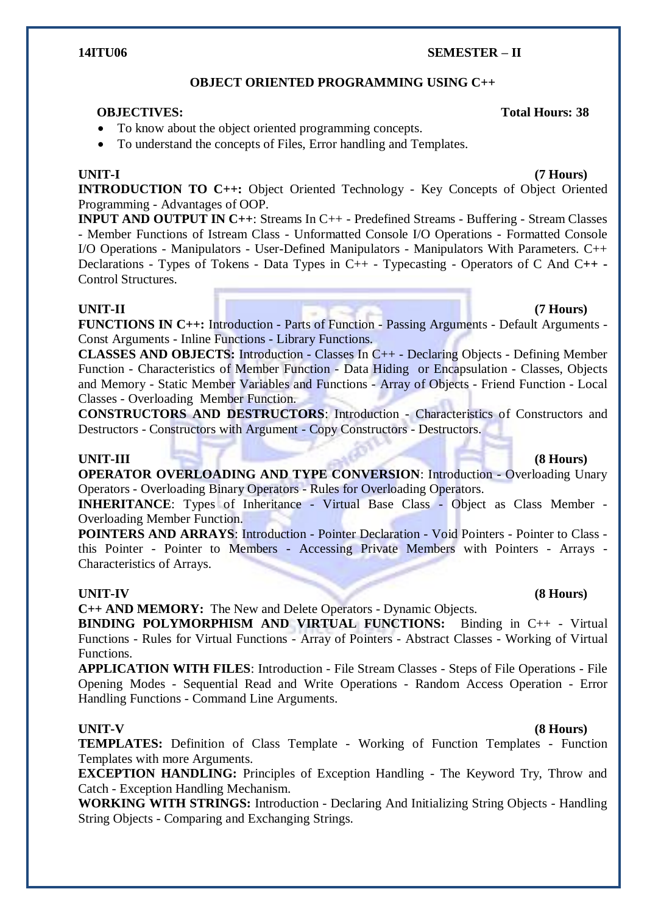**14ITU06** **SEMESTER – II**

## OBJECT ORIENTED PROGRAMMING USING C++

**OBJECTIVES:** **Total Hours: 38**

- To know about the object oriented programming concepts.
- To understand the concepts of Files, Error handling and Templates.

**UNIT-I** **(7 Hours)**

**INTRODUCTION TO C++:** Object Oriented Technology - Key Concepts of Object Oriented Programming - Advantages of OOP.

**INPUT AND OUTPUT IN C++**: Streams In C++ - Predefined Streams - Buffering - Stream Classes - Member Functions of Istream Class - Unformatted Console I/O Operations - Formatted Console I/O Operations - Manipulators - User-Defined Manipulators - Manipulators With Parameters. C++ Declarations - Types of Tokens - Data Types in C++ - Typecasting - Operators of C And C++ - Control Structures.

**UNIT-II** **(7 Hours)**

**FUNCTIONS IN C++:** Introduction - Parts of Function - Passing Arguments - Default Arguments - Const Arguments - Inline Functions - Library Functions.

**CLASSES AND OBJECTS:** Introduction - Classes In C++ - Declaring Objects - Defining Member Function - Characteristics of Member Function - Data Hiding or Encapsulation - Classes, Objects and Memory - Static Member Variables and Functions - Array of Objects - Friend Function - Local Classes - Overloading Member Function.

**CONSTRUCTORS AND DESTRUCTORS**: Introduction - Characteristics of Constructors and Destructors - Constructors with Argument - Copy Constructors - Destructors.

**UNIT-III** **(8 Hours)**

**OPERATOR OVERLOADING AND TYPE CONVERSION**: Introduction - Overloading Unary Operators - Overloading Binary Operators - Rules for Overloading Operators.

**INHERITANCE**: Types of Inheritance - Virtual Base Class - Object as Class Member - Overloading Member Function.

**POINTERS AND ARRAYS**: Introduction - Pointer Declaration - Void Pointers - Pointer to Class - this Pointer - Pointer to Members - Accessing Private Members with Pointers - Arrays - Characteristics of Arrays.

**UNIT-IV** **(8 Hours)**

**C++ AND MEMORY:** The New and Delete Operators - Dynamic Objects.

**BINDING POLYMORPHISM AND VIRTUAL FUNCTIONS:** Binding in C++ - Virtual Functions - Rules for Virtual Functions - Array of Pointers - Abstract Classes - Working of Virtual Functions.

**APPLICATION WITH FILES**: Introduction - File Stream Classes - Steps of File Operations - File Opening Modes - Sequential Read and Write Operations - Random Access Operation - Error Handling Functions - Command Line Arguments.

**UNIT-V** **(8 Hours)**

**TEMPLATES:** Definition of Class Template - Working of Function Templates - Function Templates with more Arguments.

**EXCEPTION HANDLING:** Principles of Exception Handling - The Keyword Try, Throw and Catch - Exception Handling Mechanism.

**WORKING WITH STRINGS:** Introduction - Declaring And Initializing String Objects - Handling String Objects - Comparing and Exchanging Strings.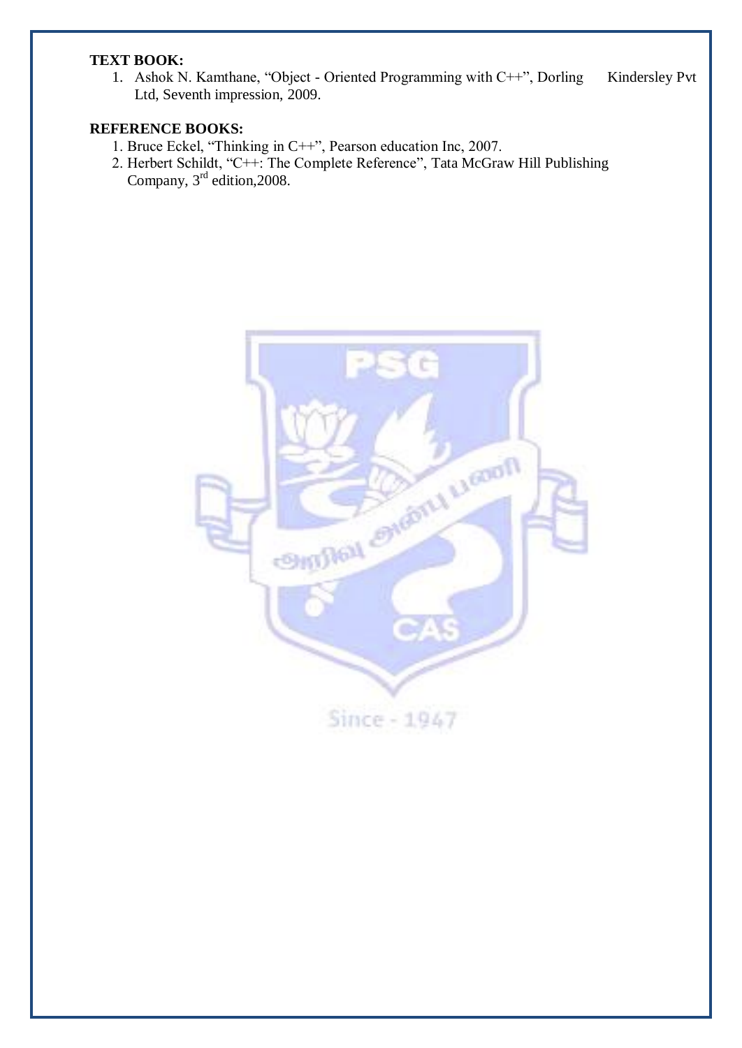**TEXT BOOK:**

1. Ashok N. Kamthane, "Object - Oriented Programming with C++", Dorling Kindersley Pvt Ltd, Seventh impression, 2009.

**REFERENCE BOOKS:**

1. Bruce Eckel, "Thinking in C++", Pearson education Inc, 2007.
2. Herbert Schildt, "C++: The Complete Reference", Tata McGraw Hill Publishing Company, 3rd edition,2008.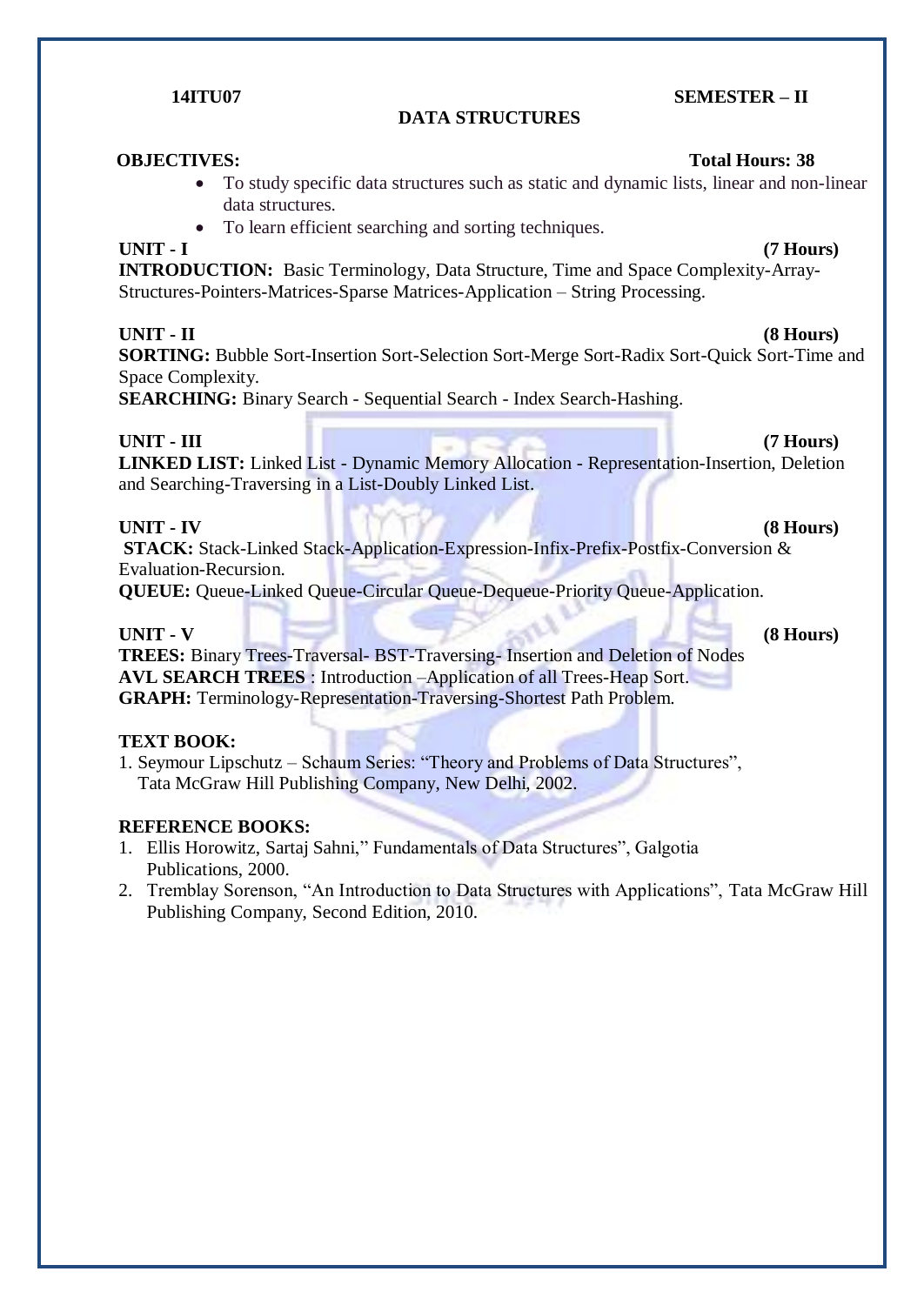**14ITU07** **SEMESTER – II**

# DATA STRUCTURES

**OBJECTIVES:** **Total Hours: 38**

- To study specific data structures such as static and dynamic lists, linear and non-linear data structures.
- To learn efficient searching and sorting techniques.

**UNIT - I** **(7 Hours)**

**INTRODUCTION:** Basic Terminology, Data Structure, Time and Space Complexity-Array-Structures-Pointers-Matrices-Sparse Matrices-Application – String Processing.

**UNIT - II** **(8 Hours)**

**SORTING:** Bubble Sort-Insertion Sort-Selection Sort-Merge Sort-Radix Sort-Quick Sort-Time and Space Complexity.

**SEARCHING:** Binary Search - Sequential Search - Index Search-Hashing.

**UNIT - III** **(7 Hours)**

**LINKED LIST:** Linked List - Dynamic Memory Allocation - Representation-Insertion, Deletion and Searching-Traversing in a List-Doubly Linked List.

**UNIT - IV** **(8 Hours)**

**STACK:** Stack-Linked Stack-Application-Expression-Infix-Prefix-Postfix-Conversion & Evaluation-Recursion.

**QUEUE:** Queue-Linked Queue-Circular Queue-Dequeue-Priority Queue-Application.

**UNIT - V** **(8 Hours)**

**TREES:** Binary Trees-Traversal- BST-Traversing- Insertion and Deletion of Nodes

**AVL SEARCH TREES** : Introduction –Application of all Trees-Heap Sort.

**GRAPH:** Terminology-Representation-Traversing-Shortest Path Problem.

**TEXT BOOK:**

1. Seymour Lipschutz – Schaum Series: "Theory and Problems of Data Structures", Tata McGraw Hill Publishing Company, New Delhi, 2002.

**REFERENCE BOOKS:**

1. Ellis Horowitz, Sartaj Sahni," Fundamentals of Data Structures", Galgotia Publications, 2000.
2. Tremblay Sorenson, "An Introduction to Data Structures with Applications", Tata McGraw Hill Publishing Company, Second Edition, 2010.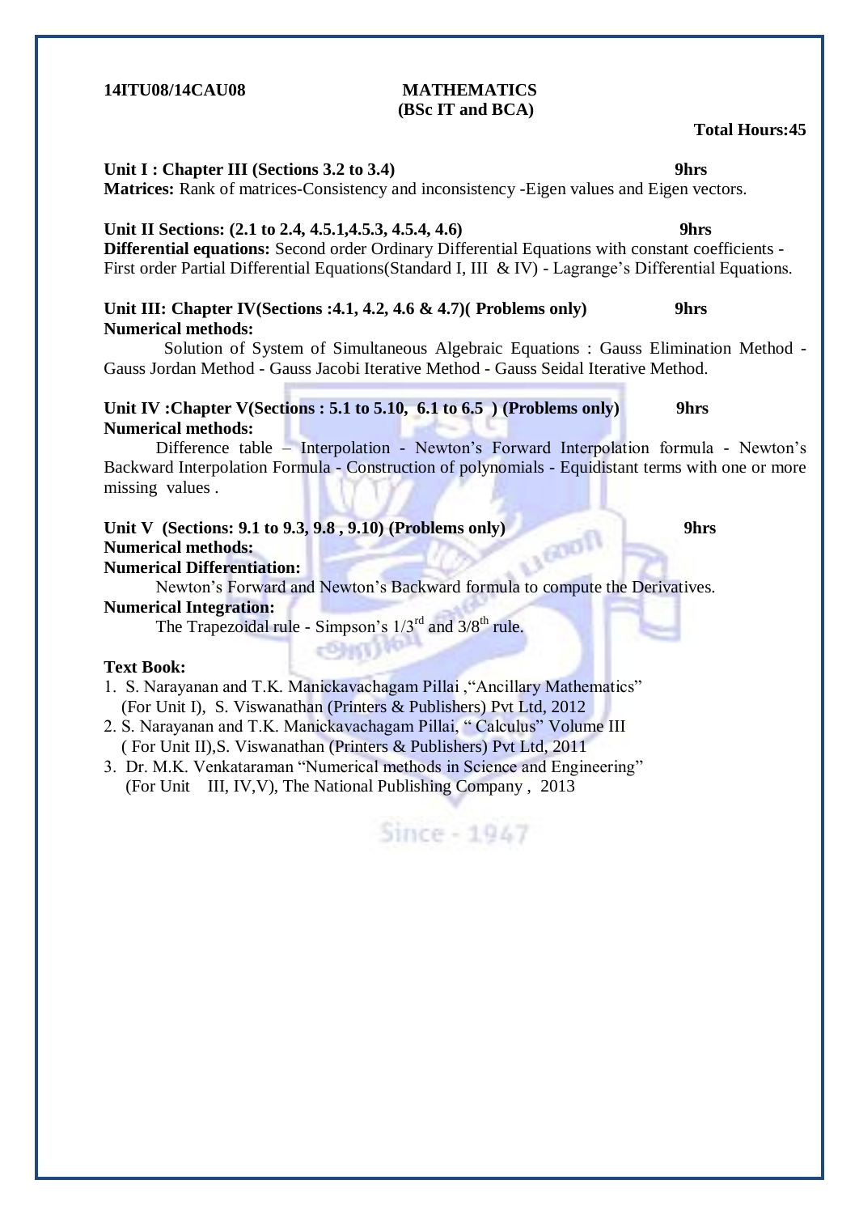**14ITU08/14CAU08**

# MATHEMATICS
## (BSc IT and BCA)

**Total Hours:45**

**Unit I : Chapter III (Sections 3.2 to 3.4)** **9hrs**

**Matrices:** Rank of matrices-Consistency and inconsistency -Eigen values and Eigen vectors.

**Unit II Sections: (2.1 to 2.4, 4.5.1,4.5.3, 4.5.4, 4.6)** **9hrs**

**Differential equations:** Second order Ordinary Differential Equations with constant coefficients - First order Partial Differential Equations(Standard I, III & IV) - Lagrange's Differential Equations.

**Unit III: Chapter IV(Sections :4.1, 4.2, 4.6 & 4.7)( Problems only)** **9hrs**

**Numerical methods:**

Solution of System of Simultaneous Algebraic Equations : Gauss Elimination Method - Gauss Jordan Method - Gauss Jacobi Iterative Method - Gauss Seidal Iterative Method.

**Unit IV :Chapter V(Sections : 5.1 to 5.10, 6.1 to 6.5 ) (Problems only)** **9hrs**

**Numerical methods:**

Difference table – Interpolation - Newton's Forward Interpolation formula - Newton's Backward Interpolation Formula - Construction of polynomials - Equidistant terms with one or more missing values .

**Unit V (Sections: 9.1 to 9.3, 9.8 , 9.10) (Problems only)** **9hrs**

**Numerical methods:**

**Numerical Differentiation:**

Newton's Forward and Newton's Backward formula to compute the Derivatives.

**Numerical Integration:**

The Trapezoidal rule - Simpson's $1/3^{rd}$ and $3/8^{th}$ rule.

**Text Book:**

1. S. Narayanan and T.K. Manickavachagam Pillai ,"Ancillary Mathematics" (For Unit I), S. Viswanathan (Printers & Publishers) Pvt Ltd, 2012
2. S. Narayanan and T.K. Manickavachagam Pillai, " Calculus" Volume III ( For Unit II),S. Viswanathan (Printers & Publishers) Pvt Ltd, 2011
3. Dr. M.K. Venkataraman "Numerical methods in Science and Engineering" (For Unit III, IV,V), The National Publishing Company , 2013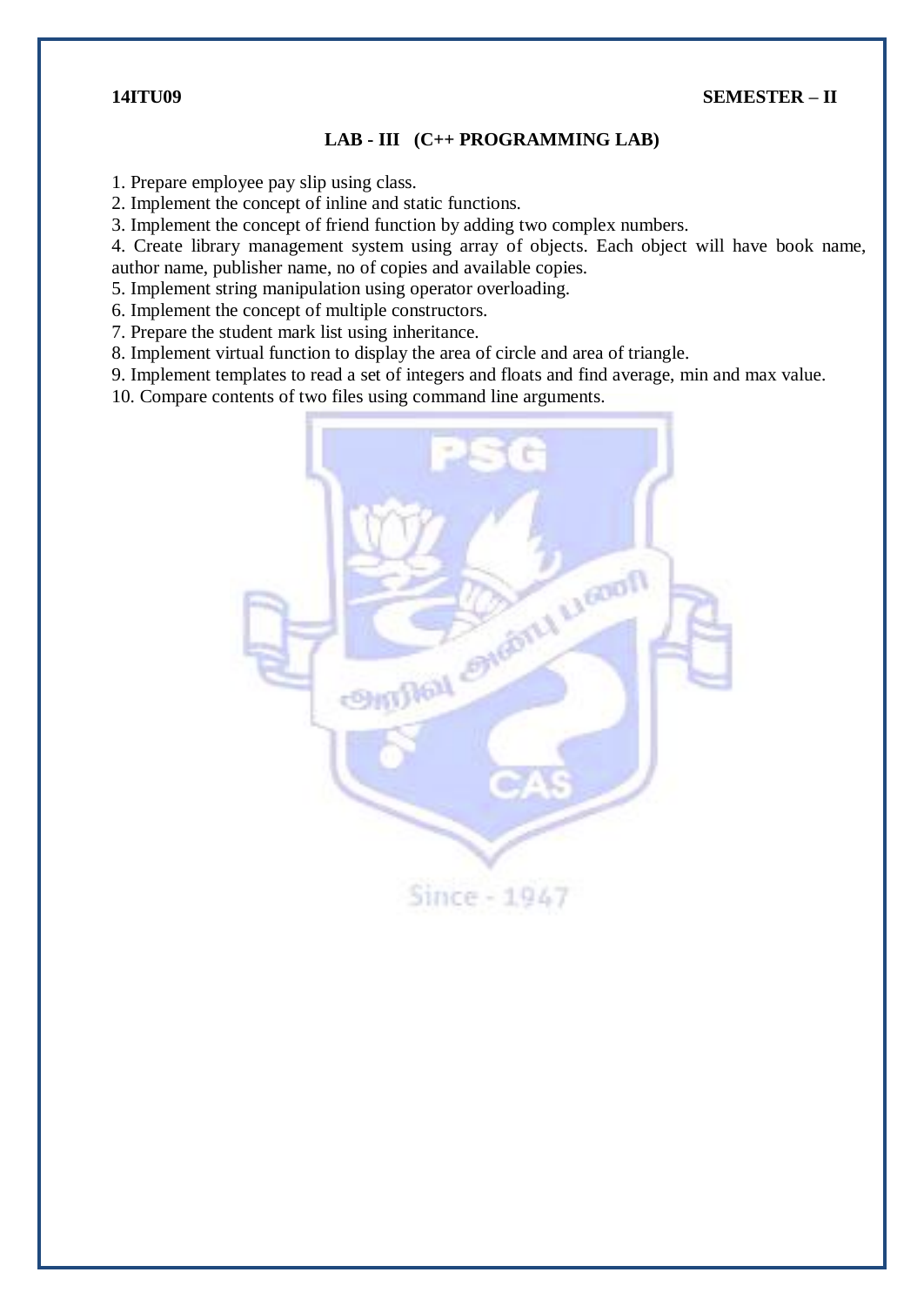**14ITU09** **SEMESTER – II**

## LAB - III (C++ PROGRAMMING LAB)

1. Prepare employee pay slip using class.
2. Implement the concept of inline and static functions.
3. Implement the concept of friend function by adding two complex numbers.
4. Create library management system using array of objects. Each object will have book name, author name, publisher name, no of copies and available copies.
5. Implement string manipulation using operator overloading.
6. Implement the concept of multiple constructors.
7. Prepare the student mark list using inheritance.
8. Implement virtual function to display the area of circle and area of triangle.
9. Implement templates to read a set of integers and floats and find average, min and max value.
10. Compare contents of two files using command line arguments.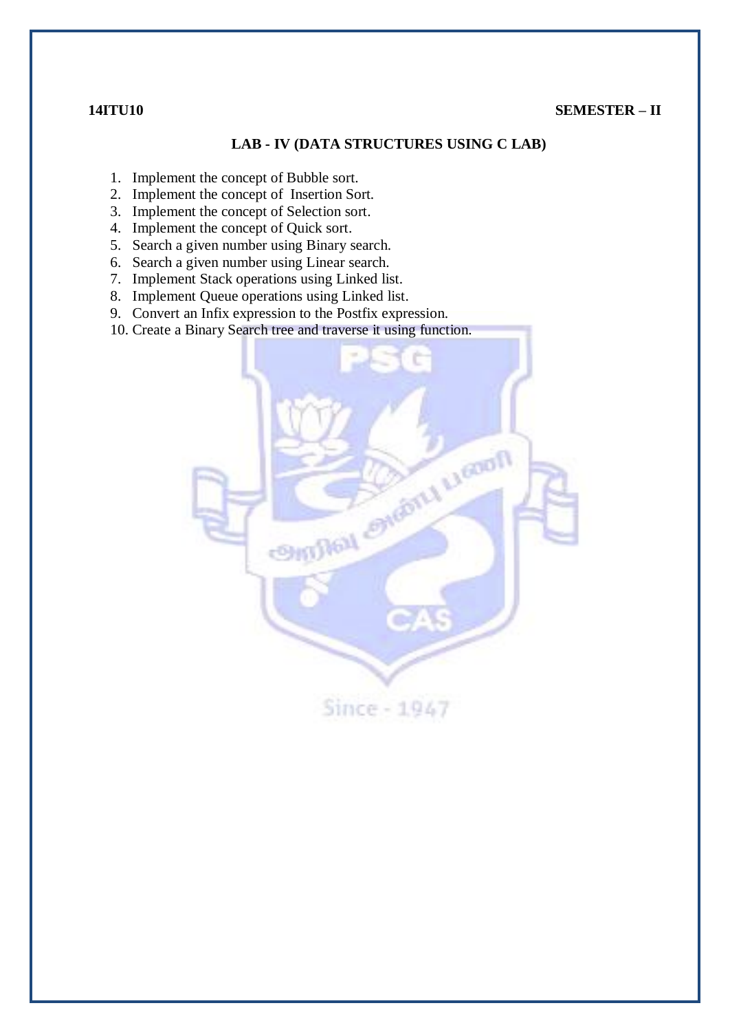**14ITU10** **SEMESTER – II**

## LAB - IV (DATA STRUCTURES USING C LAB)

1. Implement the concept of Bubble sort.
2. Implement the concept of Insertion Sort.
3. Implement the concept of Selection sort.
4. Implement the concept of Quick sort.
5. Search a given number using Binary search.
6. Search a given number using Linear search.
7. Implement Stack operations using Linked list.
8. Implement Queue operations using Linked list.
9. Convert an Infix expression to the Postfix expression.
10. Create a Binary Search tree and traverse it using function.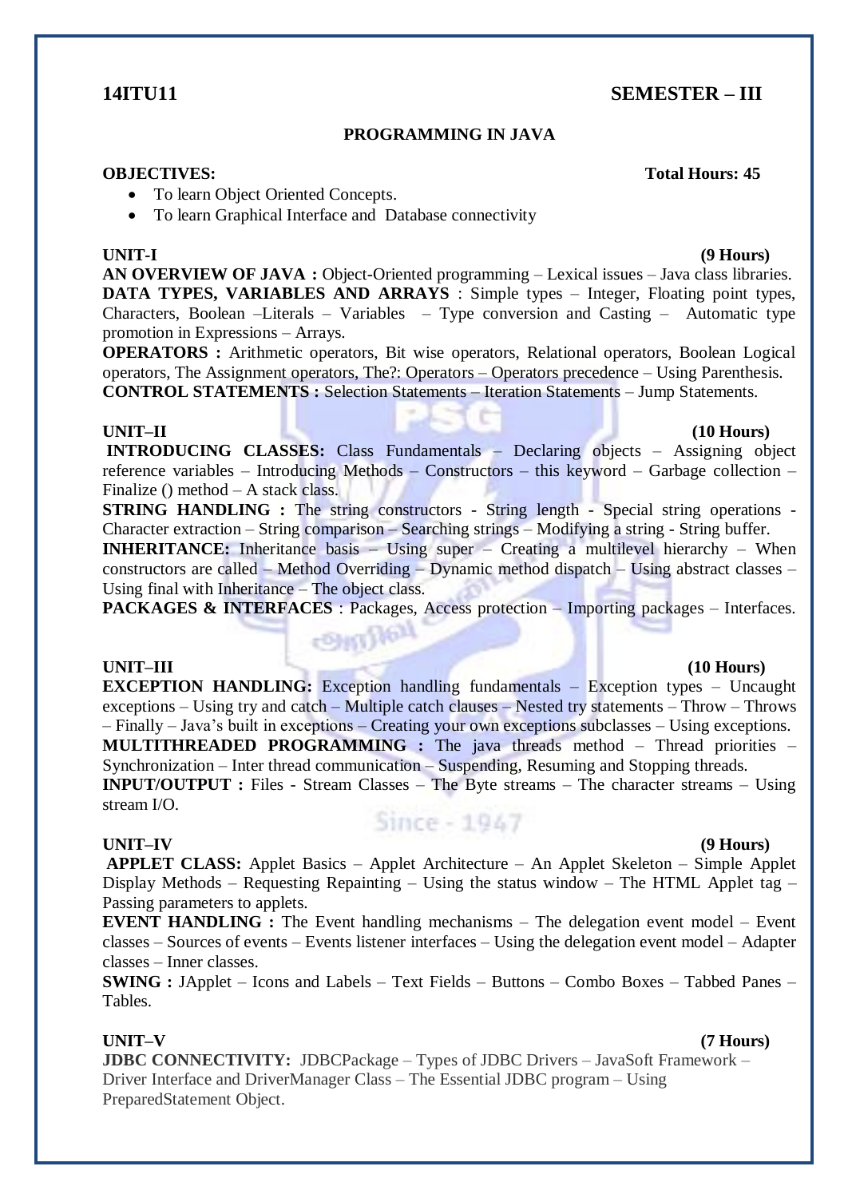**14ITU11** **SEMESTER – III**

## PROGRAMMING IN JAVA

**OBJECTIVES:** **Total Hours: 45**

- To learn Object Oriented Concepts.
- To learn Graphical Interface and Database connectivity

**UNIT-I** **(9 Hours)**

**AN OVERVIEW OF JAVA :** Object-Oriented programming – Lexical issues – Java class libraries.
**DATA TYPES, VARIABLES AND ARRAYS** : Simple types – Integer, Floating point types, Characters, Boolean –Literals – Variables – Type conversion and Casting – Automatic type promotion in Expressions – Arrays.
**OPERATORS :** Arithmetic operators, Bit wise operators, Relational operators, Boolean Logical operators, The Assignment operators, The?: Operators – Operators precedence – Using Parenthesis.
**CONTROL STATEMENTS :** Selection Statements – Iteration Statements – Jump Statements.

**UNIT–II** **(10 Hours)**

**INTRODUCING CLASSES:** Class Fundamentals – Declaring objects – Assigning object reference variables – Introducing Methods – Constructors – this keyword – Garbage collection – Finalize () method – A stack class.
**STRING HANDLING :** The string constructors - String length - Special string operations - Character extraction – String comparison – Searching strings – Modifying a string - String buffer.
**INHERITANCE:** Inheritance basis – Using super – Creating a multilevel hierarchy – When constructors are called – Method Overriding – Dynamic method dispatch – Using abstract classes – Using final with Inheritance – The object class.
**PACKAGES & INTERFACES** : Packages, Access protection – Importing packages – Interfaces.

**UNIT–III** **(10 Hours)**

**EXCEPTION HANDLING:** Exception handling fundamentals – Exception types – Uncaught exceptions – Using try and catch – Multiple catch clauses – Nested try statements – Throw – Throws – Finally – Java's built in exceptions – Creating your own exceptions subclasses – Using exceptions.
**MULTITHREADED PROGRAMMING :** The java threads method – Thread priorities – Synchronization – Inter thread communication – Suspending, Resuming and Stopping threads.
**INPUT/OUTPUT :** Files - Stream Classes – The Byte streams – The character streams – Using stream I/O.

**UNIT–IV** **(9 Hours)**

**APPLET CLASS:** Applet Basics – Applet Architecture – An Applet Skeleton – Simple Applet Display Methods – Requesting Repainting – Using the status window – The HTML Applet tag – Passing parameters to applets.
**EVENT HANDLING :** The Event handling mechanisms – The delegation event model – Event classes – Sources of events – Events listener interfaces – Using the delegation event model – Adapter classes – Inner classes.
**SWING :** JApplet – Icons and Labels – Text Fields – Buttons – Combo Boxes – Tabbed Panes – Tables.

**UNIT–V** **(7 Hours)**

**JDBC CONNECTIVITY:** JDBCPackage – Types of JDBC Drivers – JavaSoft Framework – Driver Interface and DriverManager Class – The Essential JDBC program – Using PreparedStatement Object.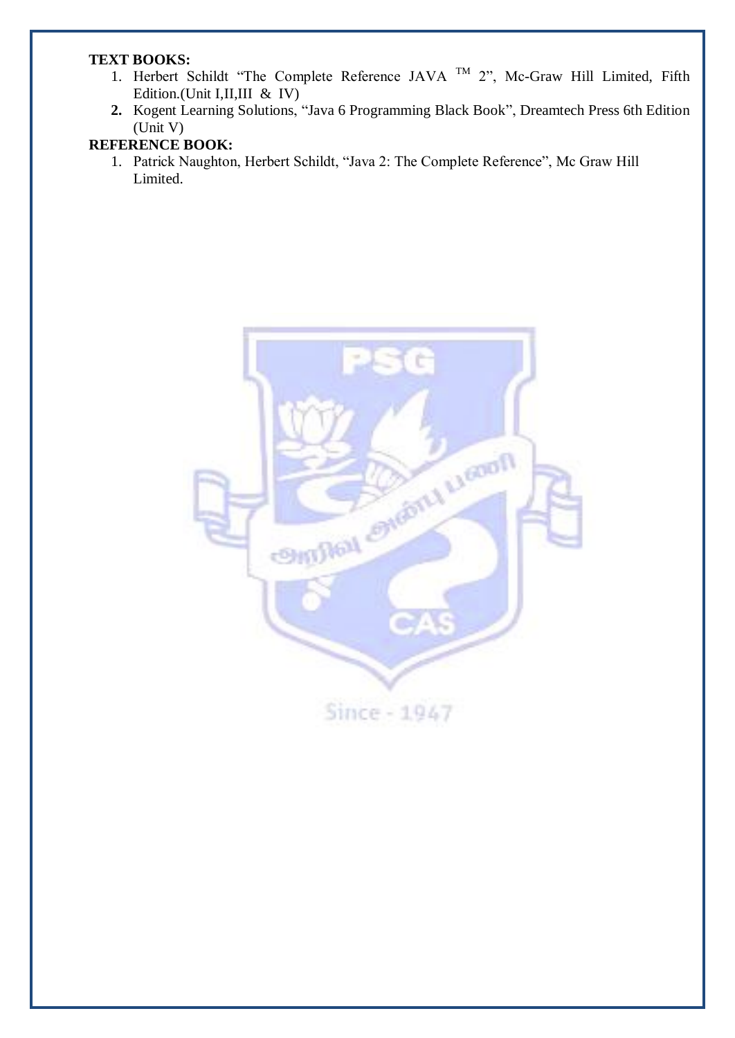**TEXT BOOKS:**

1. Herbert Schildt "The Complete Reference JAVA TM 2", Mc-Graw Hill Limited, Fifth Edition.(Unit I,II,III & IV)
2. Kogent Learning Solutions, "Java 6 Programming Black Book", Dreamtech Press 6th Edition (Unit V)

**REFERENCE BOOK:**

1. Patrick Naughton, Herbert Schildt, "Java 2: The Complete Reference", Mc Graw Hill Limited.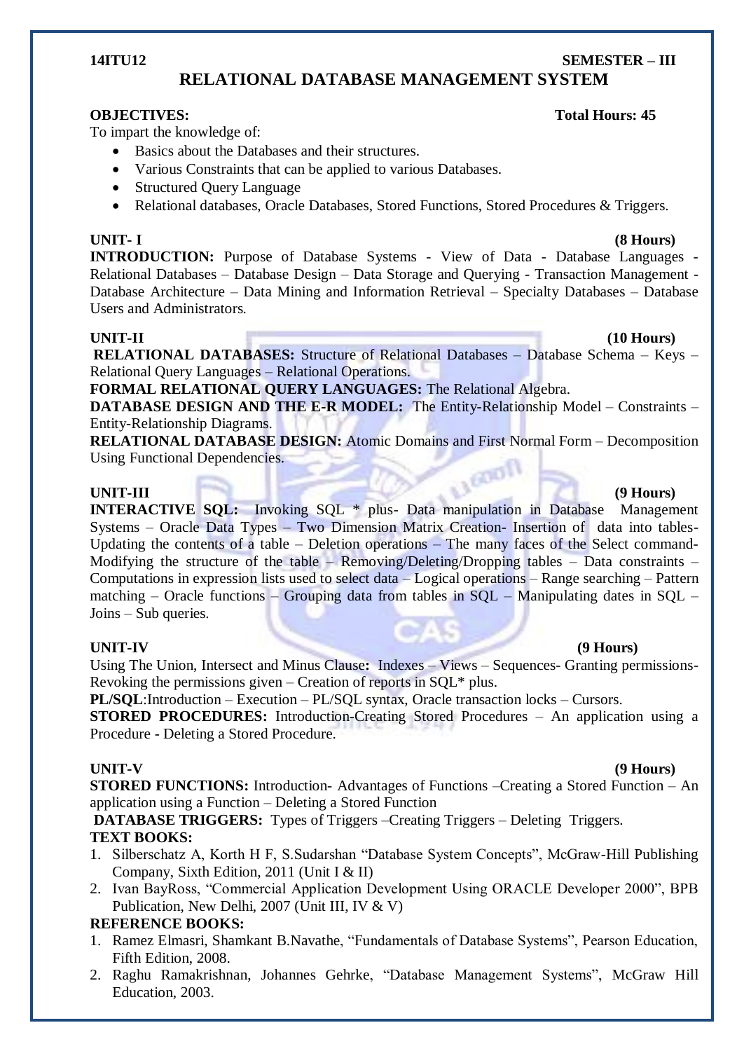**14ITU12** **SEMESTER – III**

# RELATIONAL DATABASE MANAGEMENT SYSTEM

**OBJECTIVES:** **Total Hours: 45**

To impart the knowledge of:

- Basics about the Databases and their structures.
- Various Constraints that can be applied to various Databases.
- Structured Query Language
- Relational databases, Oracle Databases, Stored Functions, Stored Procedures & Triggers.

**UNIT- I** **(8 Hours)**

**INTRODUCTION:** Purpose of Database Systems - View of Data - Database Languages - Relational Databases – Database Design – Data Storage and Querying - Transaction Management - Database Architecture – Data Mining and Information Retrieval – Specialty Databases – Database Users and Administrators.

**UNIT-II** **(10 Hours)**

**RELATIONAL DATABASES:** Structure of Relational Databases – Database Schema – Keys – Relational Query Languages – Relational Operations.

**FORMAL RELATIONAL QUERY LANGUAGES:** The Relational Algebra.

**DATABASE DESIGN AND THE E-R MODEL:** The Entity-Relationship Model – Constraints – Entity-Relationship Diagrams.

**RELATIONAL DATABASE DESIGN:** Atomic Domains and First Normal Form – Decomposition Using Functional Dependencies.

**UNIT-III** **(9 Hours)**

**INTERACTIVE SQL:** Invoking SQL * plus- Data manipulation in Database Management Systems – Oracle Data Types – Two Dimension Matrix Creation- Insertion of data into tables- Updating the contents of a table – Deletion operations – The many faces of the Select command- Modifying the structure of the table – Removing/Deleting/Dropping tables – Data constraints – Computations in expression lists used to select data – Logical operations – Range searching – Pattern matching – Oracle functions – Grouping data from tables in SQL – Manipulating dates in SQL – Joins – Sub queries.

**UNIT-IV** **(9 Hours)**

Using The Union, Intersect and Minus Clause**:** Indexes – Views – Sequences- Granting permissions-Revoking the permissions given – Creation of reports in SQL* plus.

**PL/SQL**:Introduction – Execution – PL/SQL syntax, Oracle transaction locks – Cursors.

**STORED PROCEDURES:** Introduction-Creating Stored Procedures – An application using a Procedure - Deleting a Stored Procedure.

**UNIT-V** **(9 Hours)**

**STORED FUNCTIONS:** Introduction- Advantages of Functions –Creating a Stored Function – An application using a Function – Deleting a Stored Function

**DATABASE TRIGGERS:** Types of Triggers –Creating Triggers – Deleting Triggers.

**TEXT BOOKS:**

1. Silberschatz A, Korth H F, S.Sudarshan "Database System Concepts", McGraw-Hill Publishing Company, Sixth Edition, 2011 (Unit I & II)
2. Ivan BayRoss, "Commercial Application Development Using ORACLE Developer 2000", BPB Publication, New Delhi, 2007 (Unit III, IV & V)

**REFERENCE BOOKS:**

1. Ramez Elmasri, Shamkant B.Navathe, "Fundamentals of Database Systems", Pearson Education, Fifth Edition, 2008.
2. Raghu Ramakrishnan, Johannes Gehrke, "Database Management Systems", McGraw Hill Education, 2003.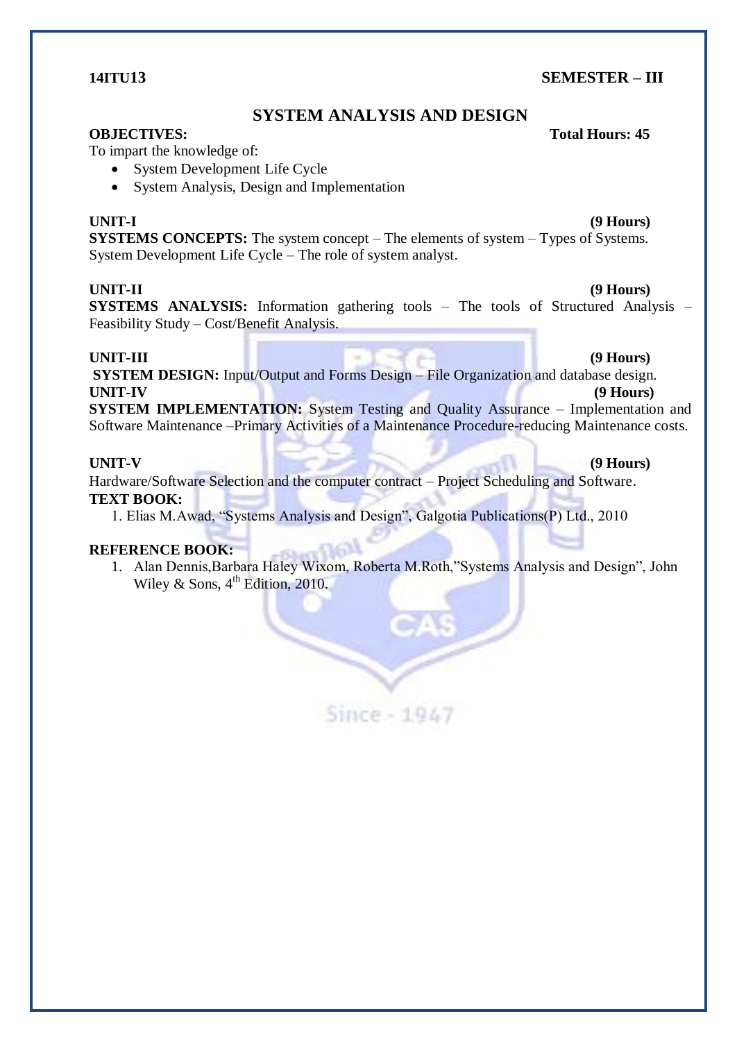**14ITU13** **SEMESTER – III**

# SYSTEM ANALYSIS AND DESIGN

**OBJECTIVES:** **Total Hours: 45**

To impart the knowledge of:

- System Development Life Cycle
- System Analysis, Design and Implementation

**UNIT-I** **(9 Hours)**

**SYSTEMS CONCEPTS:** The system concept – The elements of system – Types of Systems. System Development Life Cycle – The role of system analyst.

**UNIT-II** **(9 Hours)**

**SYSTEMS ANALYSIS:** Information gathering tools – The tools of Structured Analysis – Feasibility Study – Cost/Benefit Analysis.

**UNIT-III** **(9 Hours)**

**SYSTEM DESIGN:** Input/Output and Forms Design – File Organization and database design.

**UNIT-IV** **(9 Hours)**

**SYSTEM IMPLEMENTATION:** System Testing and Quality Assurance – Implementation and Software Maintenance –Primary Activities of a Maintenance Procedure-reducing Maintenance costs.

**UNIT-V** **(9 Hours)**

Hardware/Software Selection and the computer contract – Project Scheduling and Software.

**TEXT BOOK:**

1. Elias M.Awad, "Systems Analysis and Design", Galgotia Publications(P) Ltd., 2010

**REFERENCE BOOK:**

1. Alan Dennis,Barbara Haley Wixom, Roberta M.Roth,"Systems Analysis and Design", John Wiley & Sons, 4th Edition, 2010.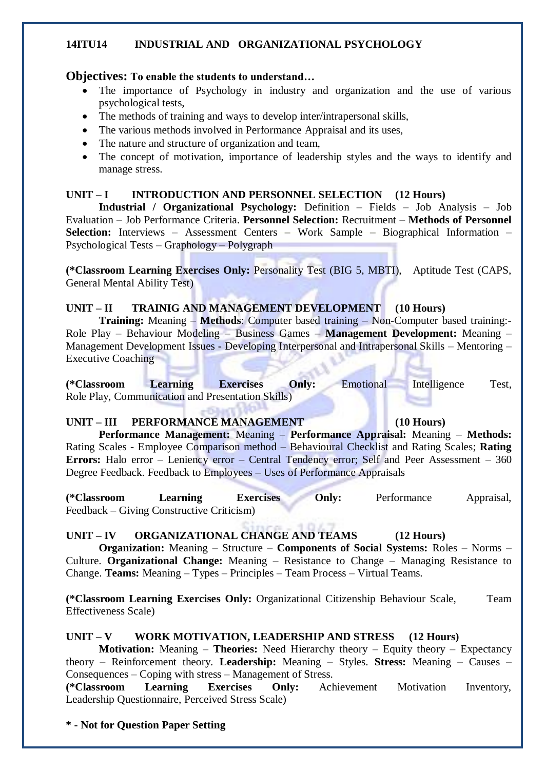## 14ITU14 INDUSTRIAL AND ORGANIZATIONAL PSYCHOLOGY

**Objectives: To enable the students to understand…**

- The importance of Psychology in industry and organization and the use of various psychological tests,
- The methods of training and ways to develop inter/intrapersonal skills,
- The various methods involved in Performance Appraisal and its uses,
- The nature and structure of organization and team,
- The concept of motivation, importance of leadership styles and the ways to identify and manage stress.

### UNIT – I INTRODUCTION AND PERSONNEL SELECTION (12 Hours)

**Industrial / Organizational Psychology:** Definition – Fields – Job Analysis – Job Evaluation – Job Performance Criteria. **Personnel Selection:** Recruitment – **Methods of Personnel Selection:** Interviews – Assessment Centers – Work Sample – Biographical Information – Psychological Tests – Graphology – Polygraph

**(*Classroom Learning Exercises Only:** Personality Test (BIG 5, MBTI), Aptitude Test (CAPS, General Mental Ability Test)

### UNIT – II TRAINIG AND MANAGEMENT DEVELOPMENT (10 Hours)

**Training:** Meaning – **Methods**: Computer based training – Non-Computer based training:- Role Play – Behaviour Modeling – Business Games – **Management Development:** Meaning – Management Development Issues - Developing Interpersonal and Intrapersonal Skills – Mentoring – Executive Coaching

**(*Classroom Learning Exercises Only:** Emotional Intelligence Test, Role Play, Communication and Presentation Skills)

### UNIT – III PERFORMANCE MANAGEMENT (10 Hours)

**Performance Management:** Meaning – **Performance Appraisal:** Meaning – **Methods:** Rating Scales - Employee Comparison method – Behavioural Checklist and Rating Scales; **Rating Errors:** Halo error – Leniency error – Central Tendency error; Self and Peer Assessment – 360 Degree Feedback. Feedback to Employees – Uses of Performance Appraisals

**(*Classroom Learning Exercises Only:** Performance Appraisal, Feedback – Giving Constructive Criticism)

### UNIT – IV ORGANIZATIONAL CHANGE AND TEAMS (12 Hours)

**Organization:** Meaning – Structure – **Components of Social Systems:** Roles – Norms – Culture. **Organizational Change:** Meaning – Resistance to Change – Managing Resistance to Change. **Teams:** Meaning – Types – Principles – Team Process – Virtual Teams.

**(*Classroom Learning Exercises Only:** Organizational Citizenship Behaviour Scale, Team Effectiveness Scale)

### UNIT – V WORK MOTIVATION, LEADERSHIP AND STRESS (12 Hours)

**Motivation:** Meaning – **Theories:** Need Hierarchy theory – Equity theory – Expectancy theory – Reinforcement theory. **Leadership:** Meaning – Styles. **Stress:** Meaning – Causes – Consequences – Coping with stress – Management of Stress.

**(*Classroom Learning Exercises Only:** Achievement Motivation Inventory, Leadership Questionnaire, Perceived Stress Scale)

**\* - Not for Question Paper Setting**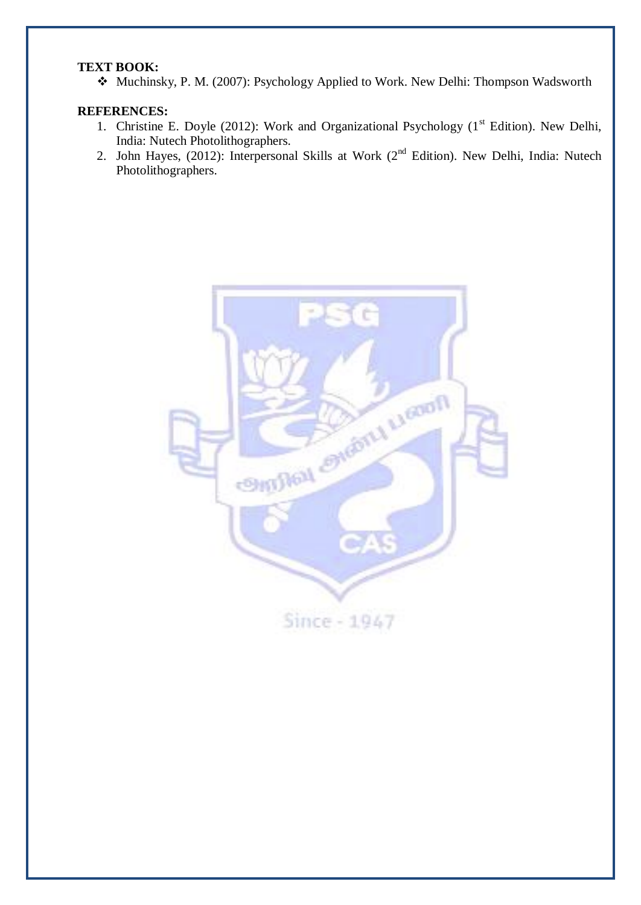**TEXT BOOK:**

- Muchinsky, P. M. (2007): Psychology Applied to Work. New Delhi: Thompson Wadsworth

**REFERENCES:**

1. Christine E. Doyle (2012): Work and Organizational Psychology (1st Edition). New Delhi, India: Nutech Photolithographers.
2. John Hayes, (2012): Interpersonal Skills at Work (2nd Edition). New Delhi, India: Nutech Photolithographers.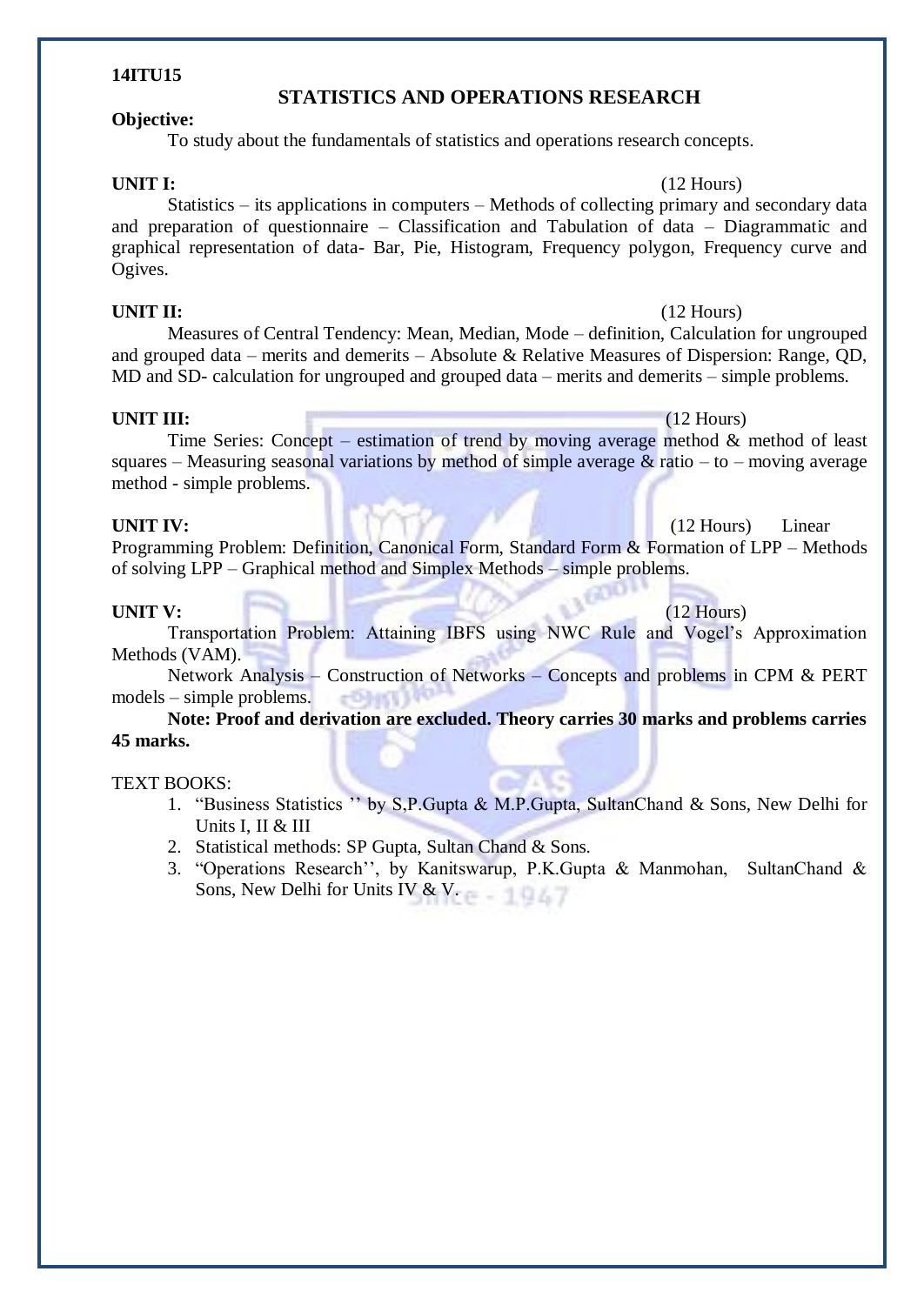**14ITU15**

## STATISTICS AND OPERATIONS RESEARCH

**Objective:**

To study about the fundamentals of statistics and operations research concepts.

**UNIT I:** (12 Hours)

Statistics – its applications in computers – Methods of collecting primary and secondary data and preparation of questionnaire – Classification and Tabulation of data – Diagrammatic and graphical representation of data- Bar, Pie, Histogram, Frequency polygon, Frequency curve and Ogives.

**UNIT II:** (12 Hours)

Measures of Central Tendency: Mean, Median, Mode – definition, Calculation for ungrouped and grouped data – merits and demerits – Absolute & Relative Measures of Dispersion: Range, QD, MD and SD- calculation for ungrouped and grouped data – merits and demerits – simple problems.

**UNIT III:** (12 Hours)

Time Series: Concept – estimation of trend by moving average method & method of least squares – Measuring seasonal variations by method of simple average & ratio – to – moving average method - simple problems.

**UNIT IV:** (12 Hours)

Linear Programming Problem: Definition, Canonical Form, Standard Form & Formation of LPP – Methods of solving LPP – Graphical method and Simplex Methods – simple problems.

**UNIT V:** (12 Hours)

Transportation Problem: Attaining IBFS using NWC Rule and Vogel's Approximation Methods (VAM).

Network Analysis – Construction of Networks – Concepts and problems in CPM & PERT models – simple problems.

**Note: Proof and derivation are excluded. Theory carries 30 marks and problems carries 45 marks.**

TEXT BOOKS:

1. "Business Statistics '' by S,P.Gupta & M.P.Gupta, SultanChand & Sons, New Delhi for Units I, II & III
2. Statistical methods: SP Gupta, Sultan Chand & Sons.
3. "Operations Research'', by Kanitswarup, P.K.Gupta & Manmohan, SultanChand & Sons, New Delhi for Units IV & V.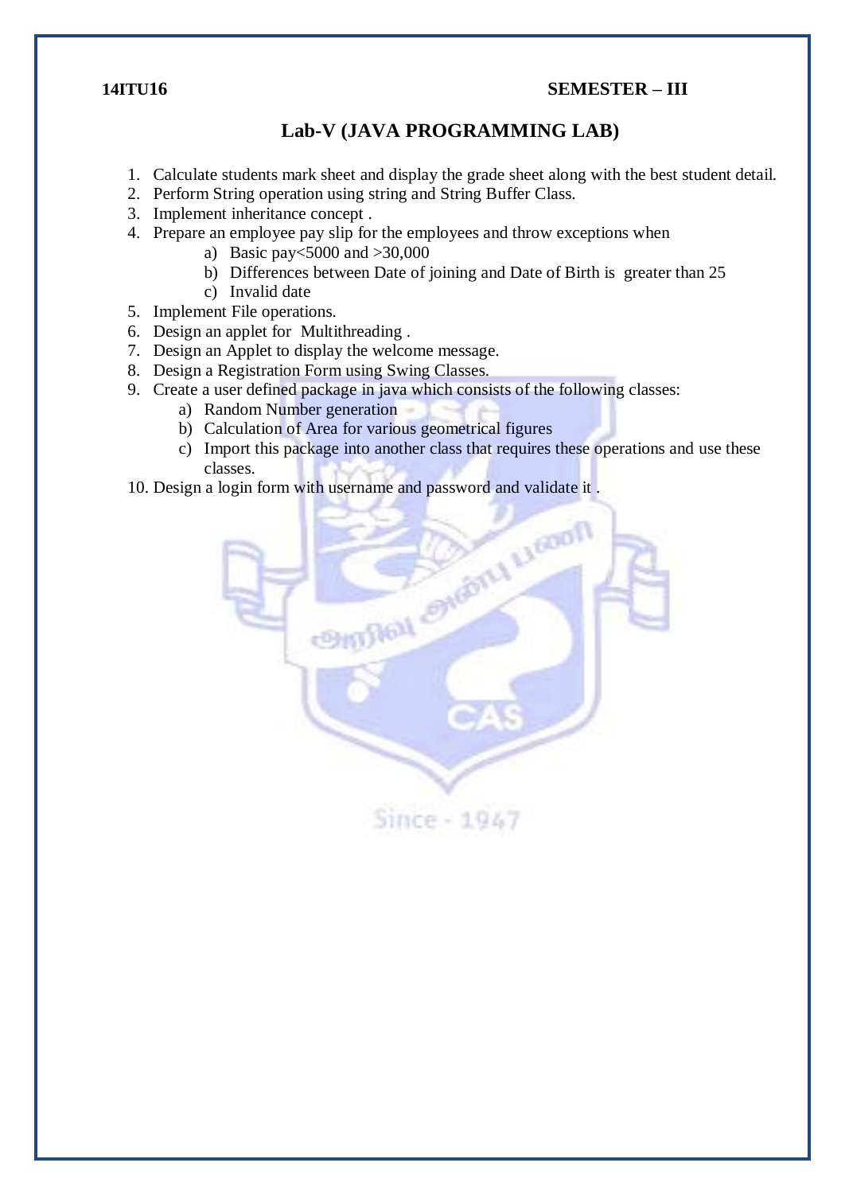**14ITU16** **SEMESTER – III**

## Lab-V (JAVA PROGRAMMING LAB)

1. Calculate students mark sheet and display the grade sheet along with the best student detail.
2. Perform String operation using string and String Buffer Class.
3. Implement inheritance concept .
4. Prepare an employee pay slip for the employees and throw exceptions when
    a) Basic pay<5000 and >30,000
    b) Differences between Date of joining and Date of Birth is greater than 25
    c) Invalid date
5. Implement File operations.
6. Design an applet for Multithreading .
7. Design an Applet to display the welcome message.
8. Design a Registration Form using Swing Classes.
9. Create a user defined package in java which consists of the following classes:
    a) Random Number generation
    b) Calculation of Area for various geometrical figures
    c) Import this package into another class that requires these operations and use these classes.
10. Design a login form with username and password and validate it .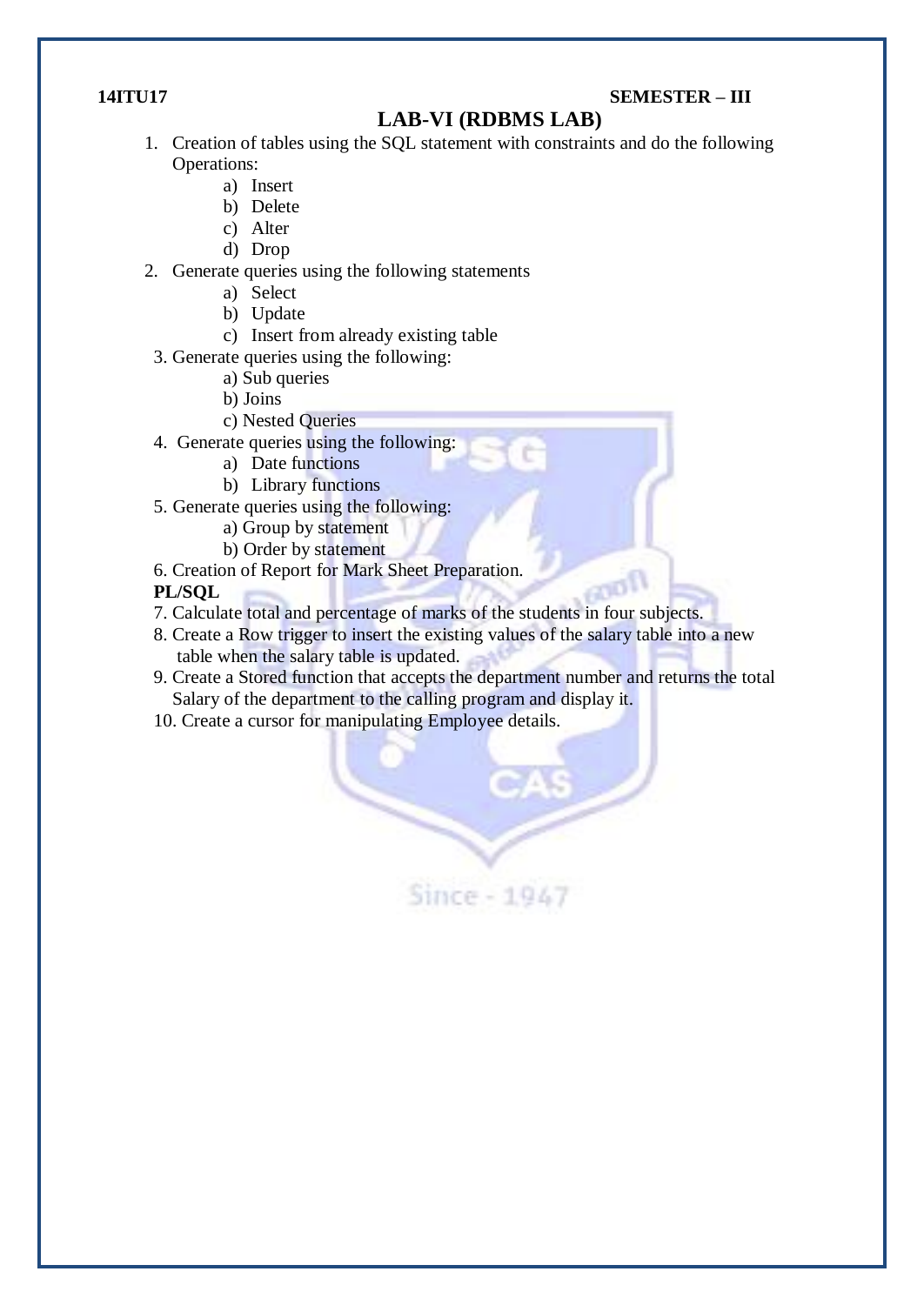**14ITU17** **SEMESTER – III**

# LAB-VI (RDBMS LAB)

1. Creation of tables using the SQL statement with constraints and do the following Operations:
   a) Insert
   b) Delete
   c) Alter
   d) Drop
2. Generate queries using the following statements
   a) Select
   b) Update
   c) Insert from already existing table
3. Generate queries using the following:
   a) Sub queries
   b) Joins
   c) Nested Queries
4. Generate queries using the following:
   a) Date functions
   b) Library functions
5. Generate queries using the following:
   a) Group by statement
   b) Order by statement
6. Creation of Report for Mark Sheet Preparation.

**PL/SQL**

7. Calculate total and percentage of marks of the students in four subjects.
8. Create a Row trigger to insert the existing values of the salary table into a new table when the salary table is updated.
9. Create a Stored function that accepts the department number and returns the total Salary of the department to the calling program and display it.
10. Create a cursor for manipulating Employee details.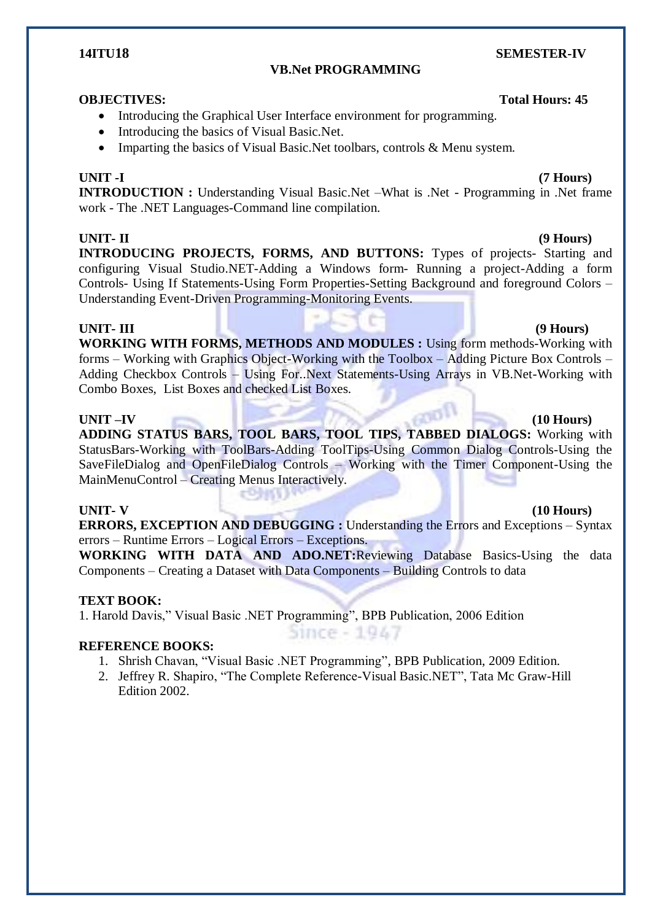**14ITU18** **SEMESTER-IV**

## VB.Net PROGRAMMING

**OBJECTIVES:** **Total Hours: 45**

- Introducing the Graphical User Interface environment for programming.
- Introducing the basics of Visual Basic.Net.
- Imparting the basics of Visual Basic.Net toolbars, controls & Menu system.

**UNIT -I** **(7 Hours)**

**INTRODUCTION :** Understanding Visual Basic.Net –What is .Net - Programming in .Net frame work - The .NET Languages-Command line compilation.

**UNIT- II** **(9 Hours)**

**INTRODUCING PROJECTS, FORMS, AND BUTTONS:** Types of projects- Starting and configuring Visual Studio.NET-Adding a Windows form- Running a project-Adding a form Controls- Using If Statements-Using Form Properties-Setting Background and foreground Colors – Understanding Event-Driven Programming-Monitoring Events.

**UNIT- III** **(9 Hours)**

**WORKING WITH FORMS, METHODS AND MODULES :** Using form methods-Working with forms – Working with Graphics Object-Working with the Toolbox – Adding Picture Box Controls – Adding Checkbox Controls – Using For..Next Statements-Using Arrays in VB.Net-Working with Combo Boxes, List Boxes and checked List Boxes.

**UNIT –IV** **(10 Hours)**

**ADDING STATUS BARS, TOOL BARS, TOOL TIPS, TABBED DIALOGS:** Working with StatusBars-Working with ToolBars-Adding ToolTips-Using Common Dialog Controls-Using the SaveFileDialog and OpenFileDialog Controls – Working with the Timer Component-Using the MainMenuControl – Creating Menus Interactively.

**UNIT- V** **(10 Hours)**

**ERRORS, EXCEPTION AND DEBUGGING :** Understanding the Errors and Exceptions – Syntax errors – Runtime Errors – Logical Errors – Exceptions.

**WORKING WITH DATA AND ADO.NET:**Reviewing Database Basics-Using the data Components – Creating a Dataset with Data Components – Building Controls to data

**TEXT BOOK:**

1. Harold Davis," Visual Basic .NET Programming", BPB Publication, 2006 Edition

**REFERENCE BOOKS:**

1. Shrish Chavan, "Visual Basic .NET Programming", BPB Publication, 2009 Edition.
2. Jeffrey R. Shapiro, "The Complete Reference-Visual Basic.NET", Tata Mc Graw-Hill Edition 2002.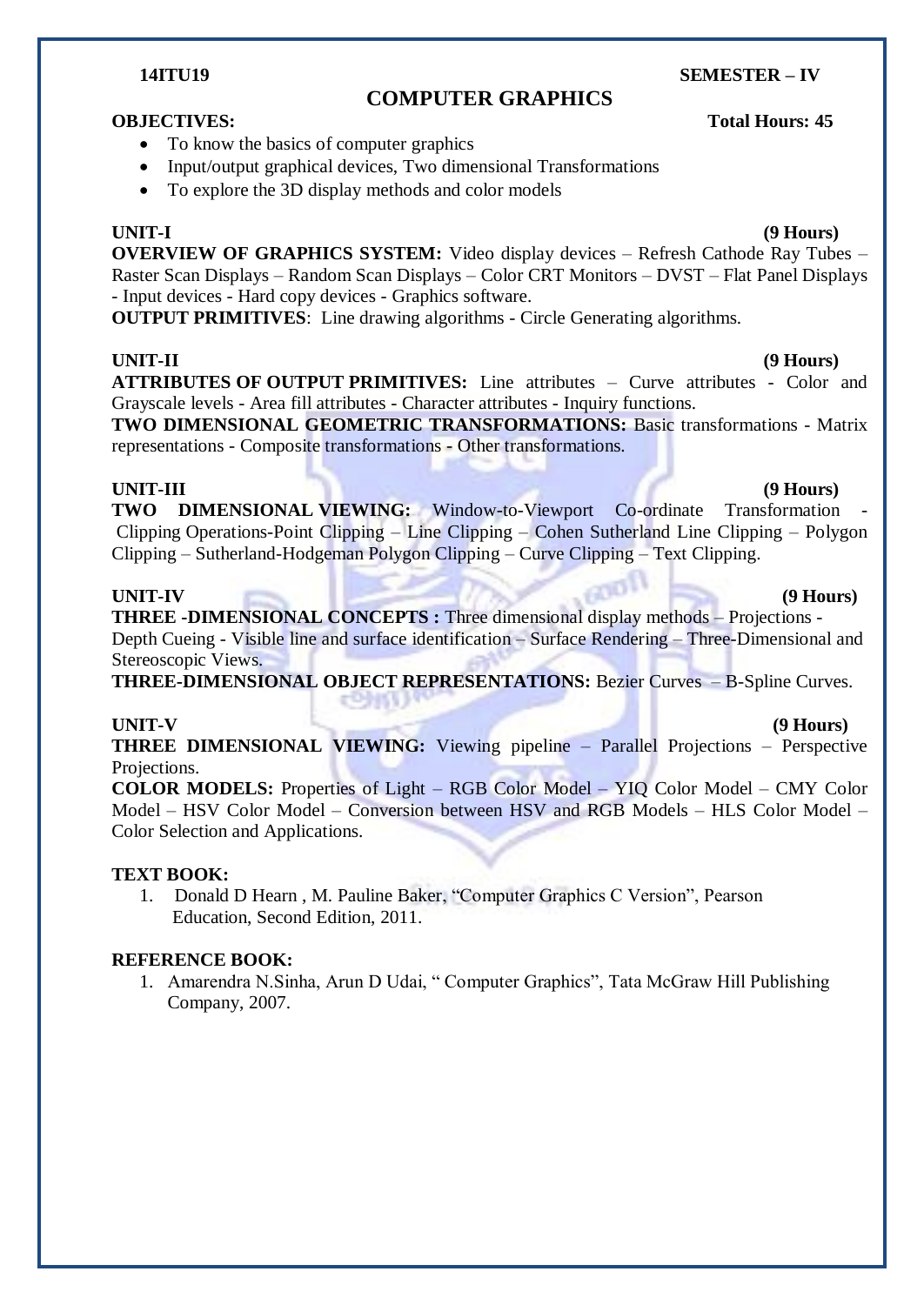**14ITU19** **SEMESTER – IV**

# COMPUTER GRAPHICS

**OBJECTIVES:** **Total Hours: 45**

- To know the basics of computer graphics
- Input/output graphical devices, Two dimensional Transformations
- To explore the 3D display methods and color models

**UNIT-I** **(9 Hours)**

**OVERVIEW OF GRAPHICS SYSTEM:** Video display devices – Refresh Cathode Ray Tubes – Raster Scan Displays – Random Scan Displays – Color CRT Monitors – DVST – Flat Panel Displays - Input devices - Hard copy devices - Graphics software.

**OUTPUT PRIMITIVES**: Line drawing algorithms - Circle Generating algorithms.

**UNIT-II** **(9 Hours)**

**ATTRIBUTES OF OUTPUT PRIMITIVES:** Line attributes – Curve attributes - Color and Grayscale levels - Area fill attributes - Character attributes - Inquiry functions.

**TWO DIMENSIONAL GEOMETRIC TRANSFORMATIONS:** Basic transformations - Matrix representations - Composite transformations - Other transformations.

**UNIT-III** **(9 Hours)**

**TWO DIMENSIONAL VIEWING:** Window-to-Viewport Co-ordinate Transformation - Clipping Operations-Point Clipping – Line Clipping – Cohen Sutherland Line Clipping – Polygon Clipping – Sutherland-Hodgeman Polygon Clipping – Curve Clipping – Text Clipping.

**UNIT-IV** **(9 Hours)**

**THREE -DIMENSIONAL CONCEPTS :** Three dimensional display methods – Projections - Depth Cueing - Visible line and surface identification – Surface Rendering – Three-Dimensional and Stereoscopic Views.

**THREE-DIMENSIONAL OBJECT REPRESENTATIONS:** Bezier Curves – B-Spline Curves.

**UNIT-V** **(9 Hours)**

**THREE DIMENSIONAL VIEWING:** Viewing pipeline – Parallel Projections – Perspective Projections.

**COLOR MODELS:** Properties of Light – RGB Color Model – YIQ Color Model – CMY Color Model – HSV Color Model – Conversion between HSV and RGB Models – HLS Color Model – Color Selection and Applications.

**TEXT BOOK:**

1. Donald D Hearn , M. Pauline Baker, "Computer Graphics C Version", Pearson Education, Second Edition, 2011.

**REFERENCE BOOK:**

1. Amarendra N.Sinha, Arun D Udai, " Computer Graphics", Tata McGraw Hill Publishing Company, 2007.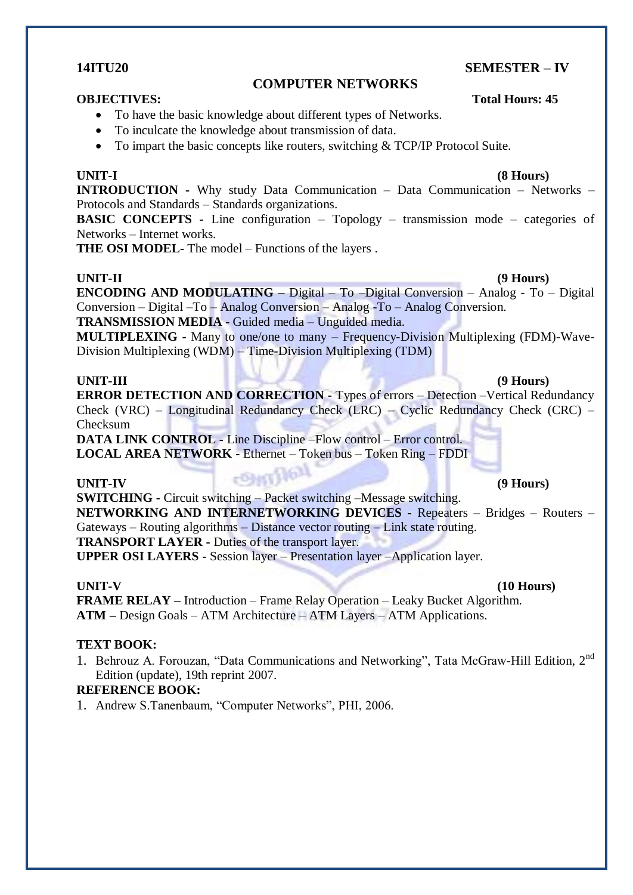**14ITU20** **SEMESTER – IV**

## COMPUTER NETWORKS

**OBJECTIVES:** **Total Hours: 45**

- To have the basic knowledge about different types of Networks.
- To inculcate the knowledge about transmission of data.
- To impart the basic concepts like routers, switching & TCP/IP Protocol Suite.

**UNIT-I** **(8 Hours)**

**INTRODUCTION -** Why study Data Communication – Data Communication – Networks – Protocols and Standards – Standards organizations.

**BASIC CONCEPTS -** Line configuration – Topology – transmission mode – categories of Networks – Internet works.

**THE OSI MODEL-** The model – Functions of the layers .

**UNIT-II** **(9 Hours)**

**ENCODING AND MODULATING –** Digital – To –Digital Conversion – Analog - To – Digital Conversion – Digital –To – Analog Conversion – Analog -To – Analog Conversion.

**TRANSMISSION MEDIA -** Guided media – Unguided media.

**MULTIPLEXING -** Many to one/one to many – Frequency-Division Multiplexing (FDM)-Wave-Division Multiplexing (WDM) – Time-Division Multiplexing (TDM)

**UNIT-III** **(9 Hours)**

**ERROR DETECTION AND CORRECTION -** Types of errors – Detection –Vertical Redundancy Check (VRC) – Longitudinal Redundancy Check (LRC) – Cyclic Redundancy Check (CRC) – Checksum

**DATA LINK CONTROL -** Line Discipline –Flow control – Error control.

**LOCAL AREA NETWORK -** Ethernet – Token bus – Token Ring – FDDI

**UNIT-IV** **(9 Hours)**

**SWITCHING -** Circuit switching – Packet switching –Message switching.

**NETWORKING AND INTERNETWORKING DEVICES -** Repeaters – Bridges – Routers – Gateways – Routing algorithms – Distance vector routing – Link state routing.

**TRANSPORT LAYER -** Duties of the transport layer.

**UPPER OSI LAYERS -** Session layer – Presentation layer –Application layer.

**UNIT-V** **(10 Hours)**

**FRAME RELAY –** Introduction – Frame Relay Operation – Leaky Bucket Algorithm.

**ATM –** Design Goals – ATM Architecture – ATM Layers – ATM Applications.

**TEXT BOOK:**

1. Behrouz A. Forouzan, “Data Communications and Networking”, Tata McGraw-Hill Edition, 2nd Edition (update), 19th reprint 2007.

**REFERENCE BOOK:**

1. Andrew S.Tanenbaum, “Computer Networks”, PHI, 2006.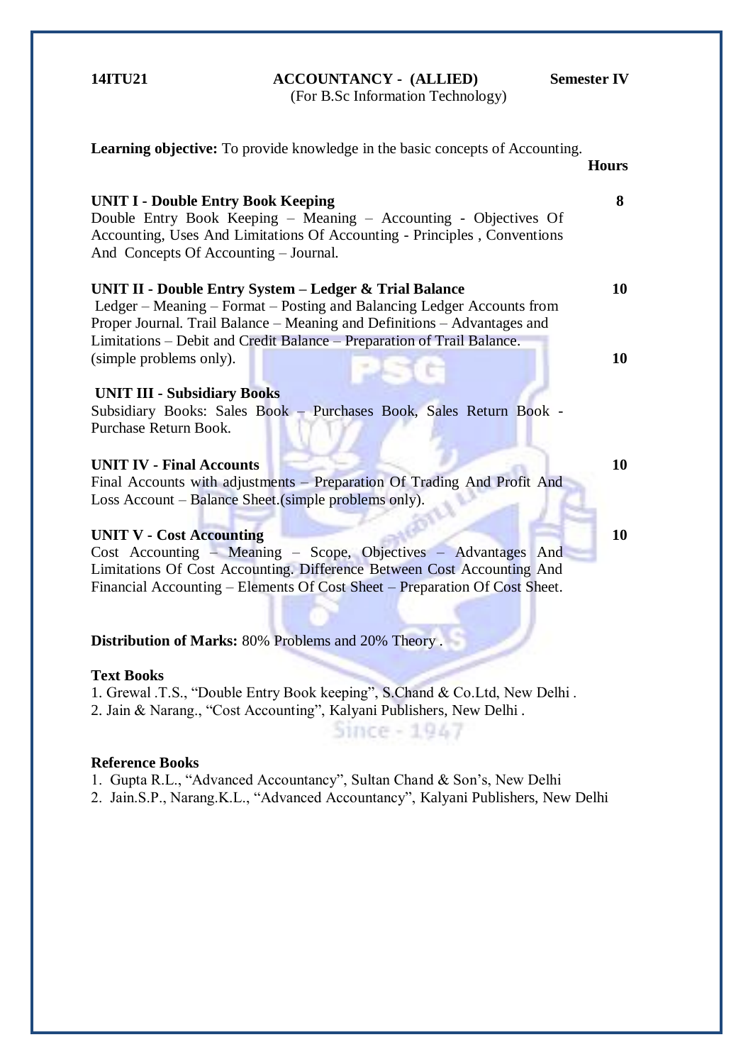**14ITU21** **ACCOUNTANCY - (ALLIED)** **Semester IV**

(For B.Sc Information Technology)

**Learning objective:** To provide knowledge in the basic concepts of Accounting.

**Hours**

**UNIT I - Double Entry Book Keeping** **8**

Double Entry Book Keeping – Meaning – Accounting - Objectives Of Accounting, Uses And Limitations Of Accounting - Principles , Conventions And Concepts Of Accounting – Journal.

**UNIT II - Double Entry System – Ledger & Trial Balance** **10**

Ledger – Meaning – Format – Posting and Balancing Ledger Accounts from Proper Journal. Trail Balance – Meaning and Definitions – Advantages and Limitations – Debit and Credit Balance – Preparation of Trail Balance. (simple problems only). **10**

**UNIT III - Subsidiary Books**

Subsidiary Books: Sales Book – Purchases Book, Sales Return Book - Purchase Return Book.

**UNIT IV - Final Accounts** **10**

Final Accounts with adjustments – Preparation Of Trading And Profit And Loss Account – Balance Sheet.(simple problems only).

**UNIT V - Cost Accounting** **10**

Cost Accounting – Meaning – Scope, Objectives – Advantages And Limitations Of Cost Accounting. Difference Between Cost Accounting And Financial Accounting – Elements Of Cost Sheet – Preparation Of Cost Sheet.

**Distribution of Marks:** 80% Problems and 20% Theory .

**Text Books**

1. Grewal .T.S., "Double Entry Book keeping", S.Chand & Co.Ltd, New Delhi .
2. Jain & Narang., "Cost Accounting", Kalyani Publishers, New Delhi .

**Reference Books**

1. Gupta R.L., "Advanced Accountancy", Sultan Chand & Son's, New Delhi
2. Jain.S.P., Narang.K.L., "Advanced Accountancy", Kalyani Publishers, New Delhi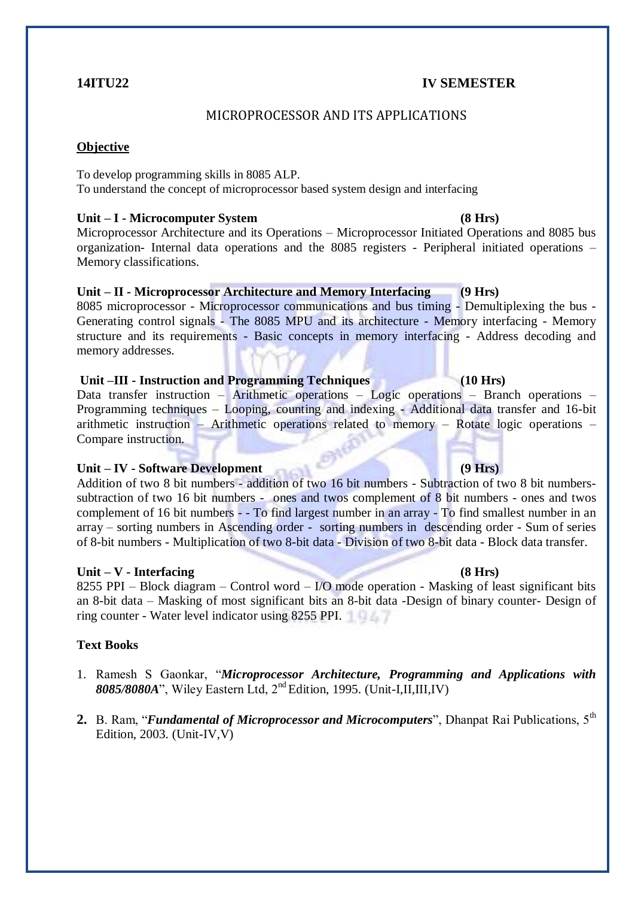**14ITU22** **IV SEMESTER**

## MICROPROCESSOR AND ITS APPLICATIONS

**Objective**

To develop programming skills in 8085 ALP.
To understand the concept of microprocessor based system design and interfacing

**Unit – I - Microcomputer System (8 Hrs)**

Microprocessor Architecture and its Operations – Microprocessor Initiated Operations and 8085 bus organization- Internal data operations and the 8085 registers - Peripheral initiated operations – Memory classifications.

**Unit – II - Microprocessor Architecture and Memory Interfacing (9 Hrs)**

8085 microprocessor - Microprocessor communications and bus timing - Demultiplexing the bus - Generating control signals - The 8085 MPU and its architecture - Memory interfacing - Memory structure and its requirements - Basic concepts in memory interfacing - Address decoding and memory addresses.

**Unit –III - Instruction and Programming Techniques (10 Hrs)**

Data transfer instruction – Arithmetic operations – Logic operations – Branch operations – Programming techniques – Looping, counting and indexing - Additional data transfer and 16-bit arithmetic instruction – Arithmetic operations related to memory – Rotate logic operations – Compare instruction.

**Unit – IV - Software Development (9 Hrs)**

Addition of two 8 bit numbers - addition of two 16 bit numbers - Subtraction of two 8 bit numbers- subtraction of two 16 bit numbers - ones and twos complement of 8 bit numbers - ones and twos complement of 16 bit numbers - - To find largest number in an array - To find smallest number in an array – sorting numbers in Ascending order - sorting numbers in descending order - Sum of series of 8-bit numbers - Multiplication of two 8-bit data - Division of two 8-bit data - Block data transfer.

**Unit – V - Interfacing (8 Hrs)**

8255 PPI – Block diagram – Control word – I/O mode operation - Masking of least significant bits an 8-bit data – Masking of most significant bits an 8-bit data -Design of binary counter- Design of ring counter - Water level indicator using 8255 PPI.

**Text Books**

1. Ramesh S Gaonkar, "***Microprocessor Architecture, Programming and Applications with 8085/8080A***", Wiley Eastern Ltd, 2nd Edition, 1995. (Unit-I,II,III,IV)
2. B. Ram, "***Fundamental of Microprocessor and Microcomputers***", Dhanpat Rai Publications, 5th Edition, 2003. (Unit-IV,V)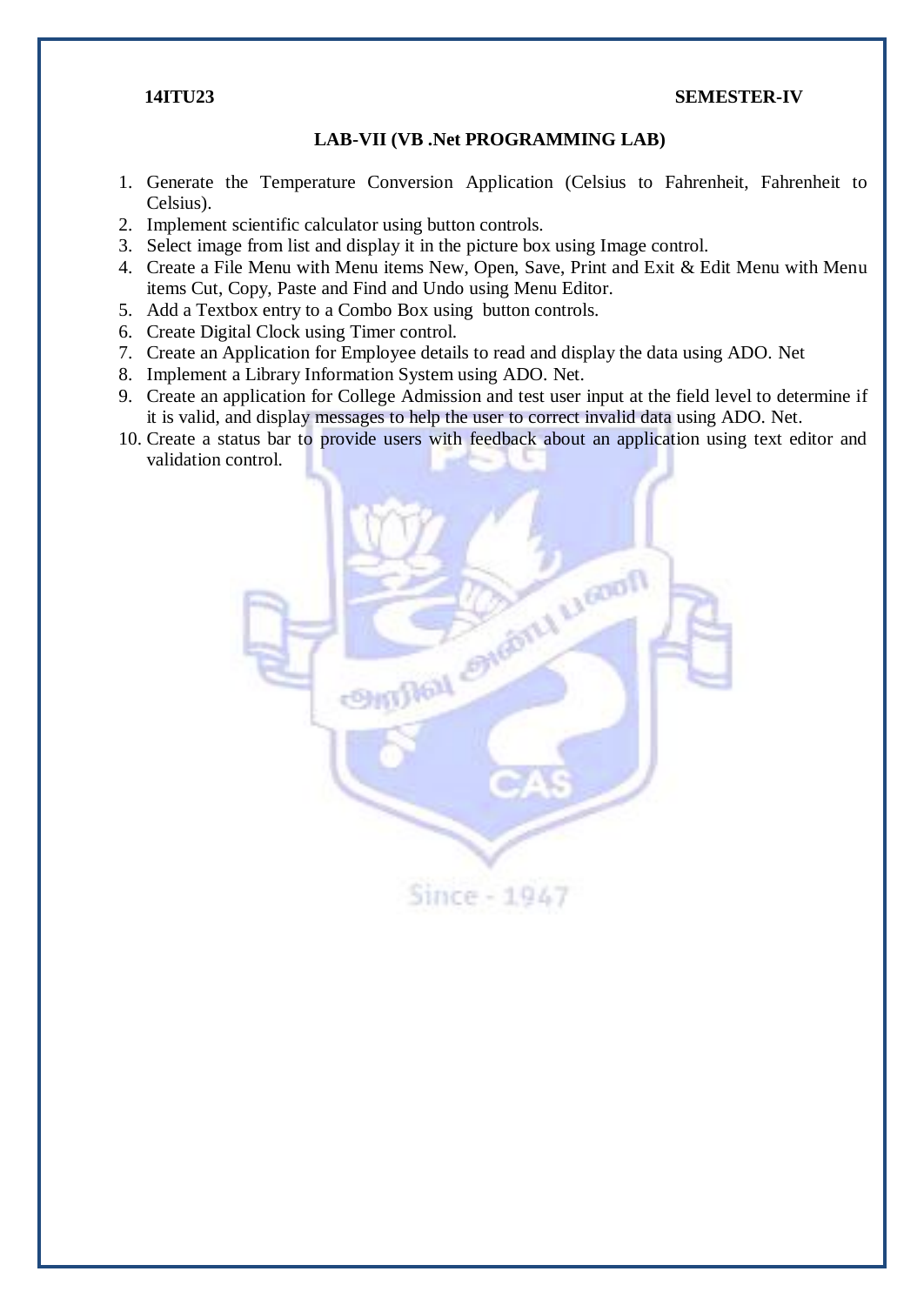**14ITU23** **SEMESTER-IV**

## LAB-VII (VB .Net PROGRAMMING LAB)

1. Generate the Temperature Conversion Application (Celsius to Fahrenheit, Fahrenheit to Celsius).
2. Implement scientific calculator using button controls.
3. Select image from list and display it in the picture box using Image control.
4. Create a File Menu with Menu items New, Open, Save, Print and Exit & Edit Menu with Menu items Cut, Copy, Paste and Find and Undo using Menu Editor.
5. Add a Textbox entry to a Combo Box using button controls.
6. Create Digital Clock using Timer control.
7. Create an Application for Employee details to read and display the data using ADO. Net
8. Implement a Library Information System using ADO. Net.
9. Create an application for College Admission and test user input at the field level to determine if it is valid, and display messages to help the user to correct invalid data using ADO. Net.
10. Create a status bar to provide users with feedback about an application using text editor and validation control.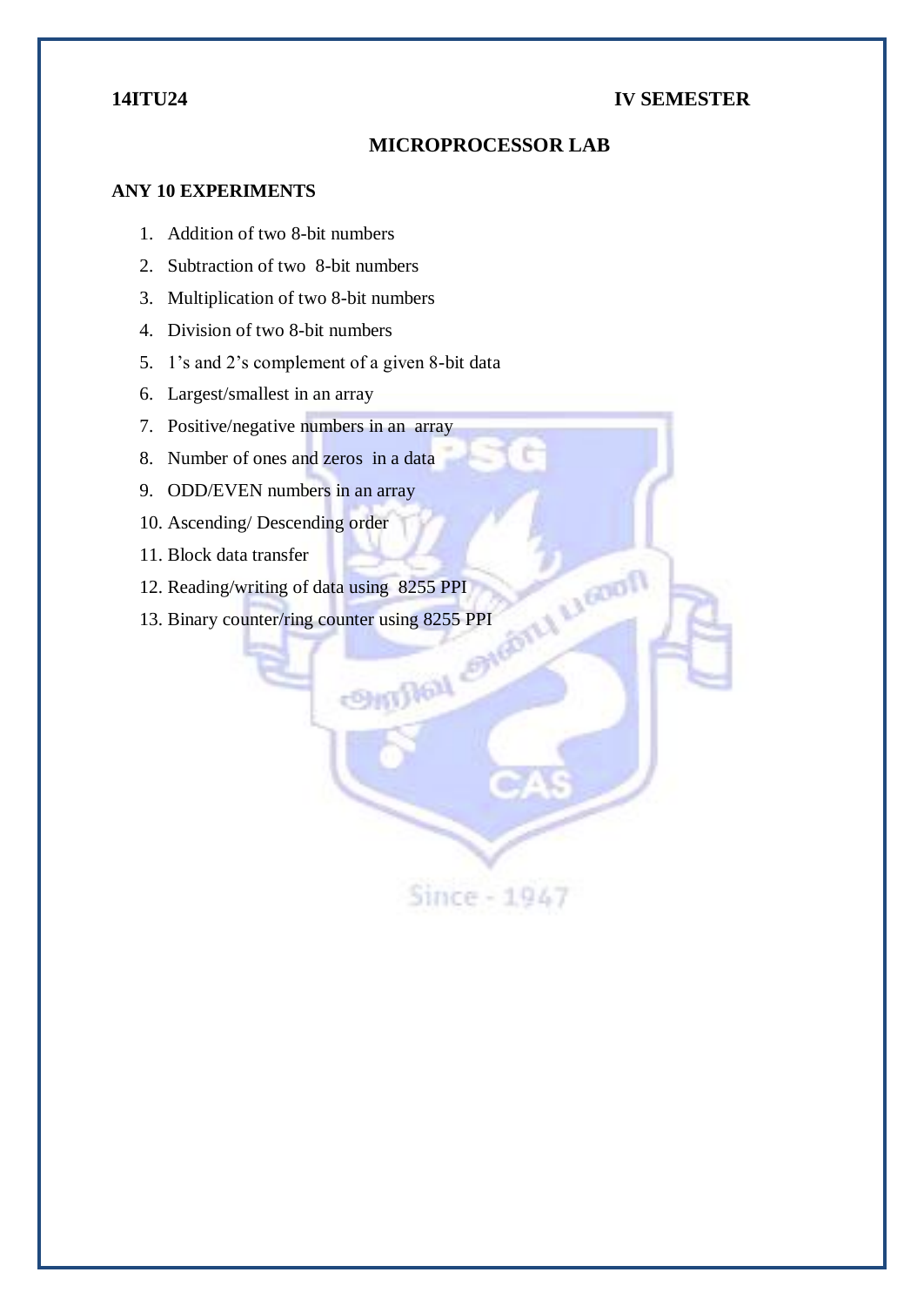**14ITU24** **IV SEMESTER**

## MICROPROCESSOR LAB

**ANY 10 EXPERIMENTS**

1. Addition of two 8-bit numbers
2. Subtraction of two 8-bit numbers
3. Multiplication of two 8-bit numbers
4. Division of two 8-bit numbers
5. 1's and 2's complement of a given 8-bit data
6. Largest/smallest in an array
7. Positive/negative numbers in an array
8. Number of ones and zeros in a data
9. ODD/EVEN numbers in an array
10. Ascending/ Descending order
11. Block data transfer
12. Reading/writing of data using 8255 PPI
13. Binary counter/ring counter using 8255 PPI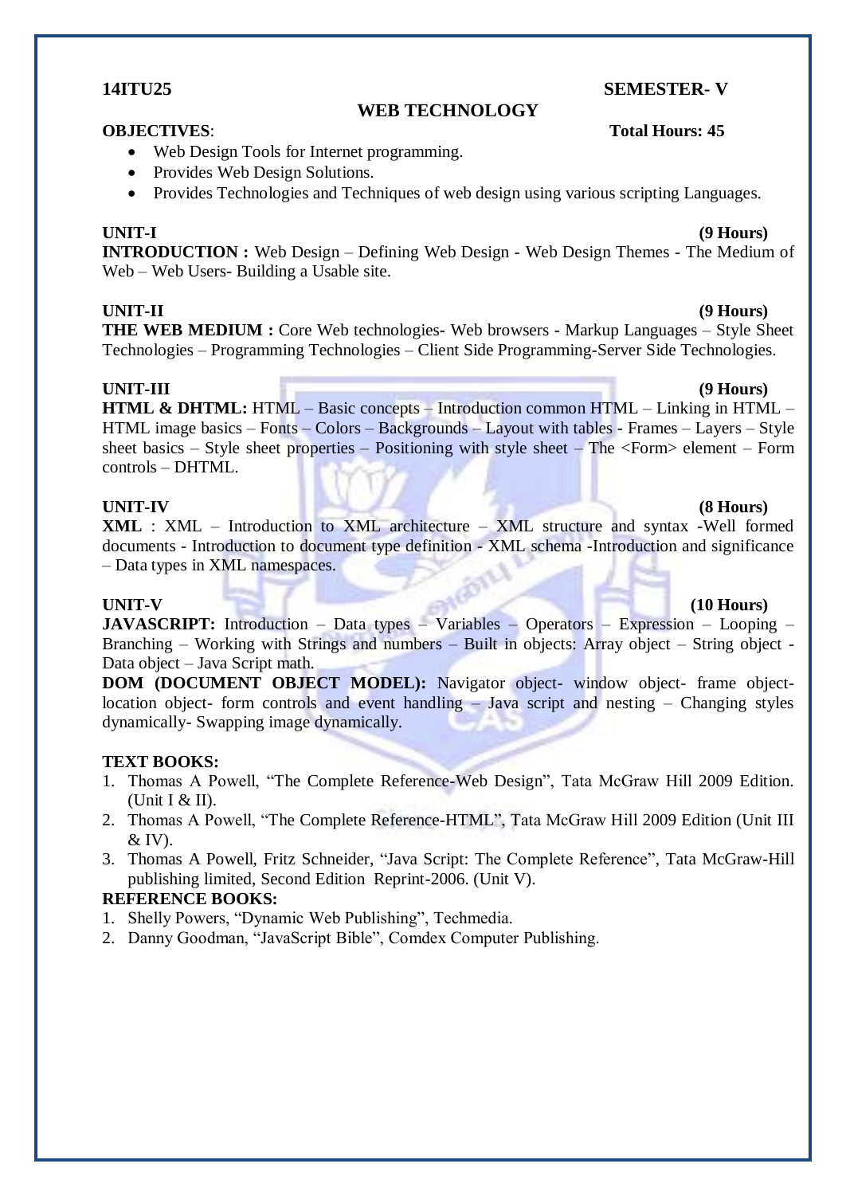**14ITU25** **SEMESTER- V**

## WEB TECHNOLOGY

**OBJECTIVES**: **Total Hours: 45**

- Web Design Tools for Internet programming.
- Provides Web Design Solutions.
- Provides Technologies and Techniques of web design using various scripting Languages.

**UNIT-I** **(9 Hours)**

**INTRODUCTION :** Web Design – Defining Web Design - Web Design Themes - The Medium of Web – Web Users- Building a Usable site.

**UNIT-II** **(9 Hours)**

**THE WEB MEDIUM :** Core Web technologies- Web browsers - Markup Languages – Style Sheet Technologies – Programming Technologies – Client Side Programming-Server Side Technologies.

**UNIT-III** **(9 Hours)**

**HTML & DHTML:** HTML – Basic concepts – Introduction common HTML – Linking in HTML – HTML image basics – Fonts – Colors – Backgrounds – Layout with tables - Frames – Layers – Style sheet basics – Style sheet properties – Positioning with style sheet – The <Form> element – Form controls – DHTML.

**UNIT-IV** **(8 Hours)**

**XML** : XML – Introduction to XML architecture – XML structure and syntax -Well formed documents - Introduction to document type definition - XML schema -Introduction and significance – Data types in XML namespaces.

**UNIT-V** **(10 Hours)**

**JAVASCRIPT:** Introduction – Data types – Variables – Operators – Expression – Looping – Branching – Working with Strings and numbers – Built in objects: Array object – String object - Data object – Java Script math.

**DOM (DOCUMENT OBJECT MODEL):** Navigator object- window object- frame object- location object- form controls and event handling – Java script and nesting – Changing styles dynamically- Swapping image dynamically.

**TEXT BOOKS:**

1. Thomas A Powell, "The Complete Reference-Web Design", Tata McGraw Hill 2009 Edition. (Unit I & II).
2. Thomas A Powell, "The Complete Reference-HTML", Tata McGraw Hill 2009 Edition (Unit III & IV).
3. Thomas A Powell, Fritz Schneider, "Java Script: The Complete Reference", Tata McGraw-Hill publishing limited, Second Edition Reprint-2006. (Unit V).

**REFERENCE BOOKS:**

1. Shelly Powers, "Dynamic Web Publishing", Techmedia.
2. Danny Goodman, "JavaScript Bible", Comdex Computer Publishing.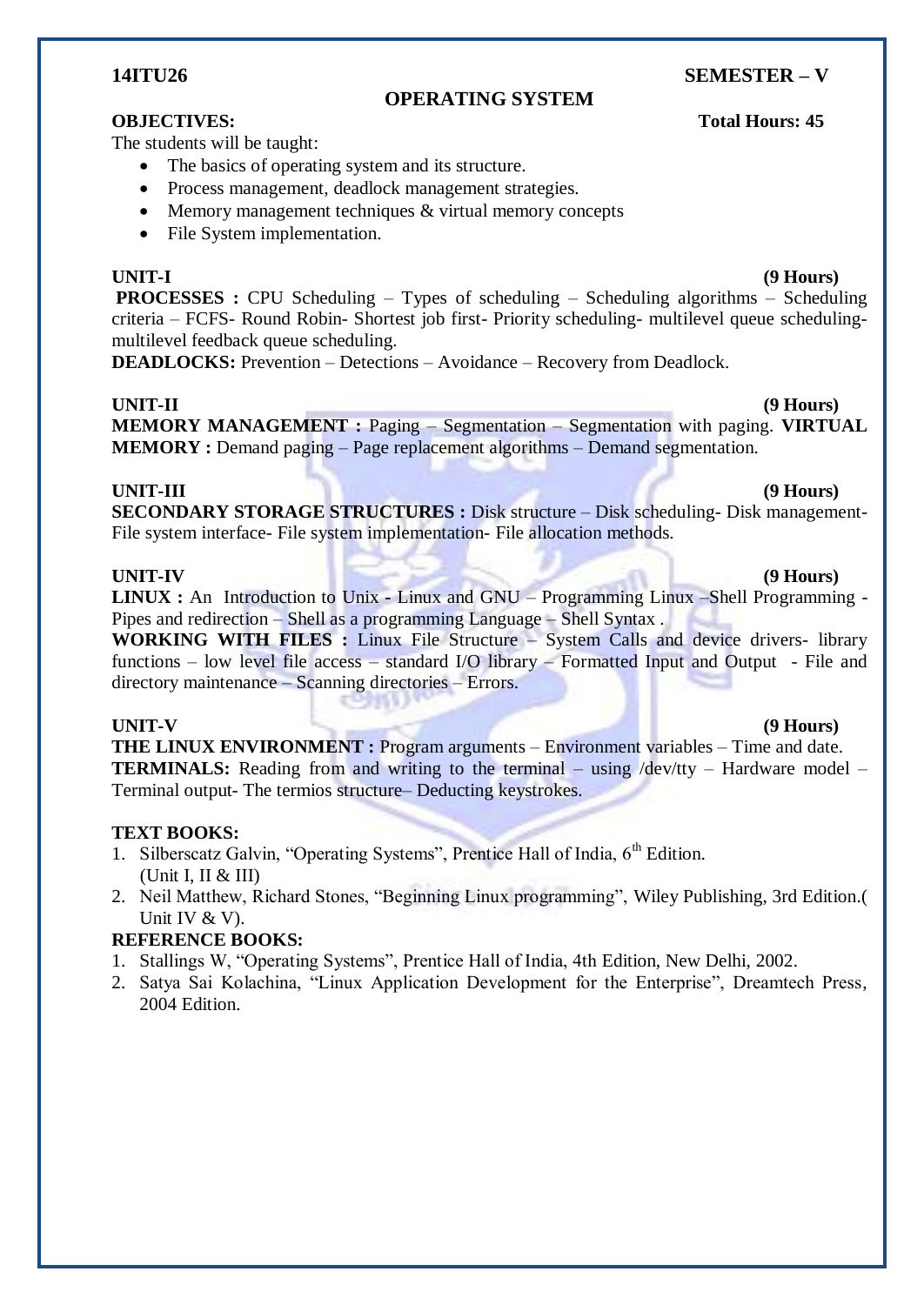**14ITU26** **SEMESTER – V**

# OPERATING SYSTEM

**OBJECTIVES:** **Total Hours: 45**

The students will be taught:

- The basics of operating system and its structure.
- Process management, deadlock management strategies.
- Memory management techniques & virtual memory concepts
- File System implementation.

**UNIT-I** **(9 Hours)**

**PROCESSES :** CPU Scheduling – Types of scheduling – Scheduling algorithms – Scheduling criteria – FCFS- Round Robin- Shortest job first- Priority scheduling- multilevel queue scheduling- multilevel feedback queue scheduling.

**DEADLOCKS:** Prevention – Detections – Avoidance – Recovery from Deadlock.

**UNIT-II** **(9 Hours)**

**MEMORY MANAGEMENT :** Paging – Segmentation – Segmentation with paging. **VIRTUAL MEMORY :** Demand paging – Page replacement algorithms – Demand segmentation.

**UNIT-III** **(9 Hours)**

**SECONDARY STORAGE STRUCTURES :** Disk structure – Disk scheduling- Disk management- File system interface- File system implementation- File allocation methods.

**UNIT-IV** **(9 Hours)**

**LINUX :** An Introduction to Unix - Linux and GNU – Programming Linux –Shell Programming - Pipes and redirection – Shell as a programming Language – Shell Syntax .

**WORKING WITH FILES :** Linux File Structure – System Calls and device drivers- library functions – low level file access – standard I/O library – Formatted Input and Output - File and directory maintenance – Scanning directories – Errors.

**UNIT-V** **(9 Hours)**

**THE LINUX ENVIRONMENT :** Program arguments – Environment variables – Time and date.

**TERMINALS:** Reading from and writing to the terminal – using /dev/tty – Hardware model – Terminal output- The termios structure– Deducting keystrokes.

**TEXT BOOKS:**

1. Silberscatz Galvin, "Operating Systems", Prentice Hall of India, 6th Edition. (Unit I, II & III)
2. Neil Matthew, Richard Stones, "Beginning Linux programming", Wiley Publishing, 3rd Edition.( Unit IV & V).

**REFERENCE BOOKS:**

1. Stallings W, "Operating Systems", Prentice Hall of India, 4th Edition, New Delhi, 2002.
2. Satya Sai Kolachina, "Linux Application Development for the Enterprise", Dreamtech Press, 2004 Edition.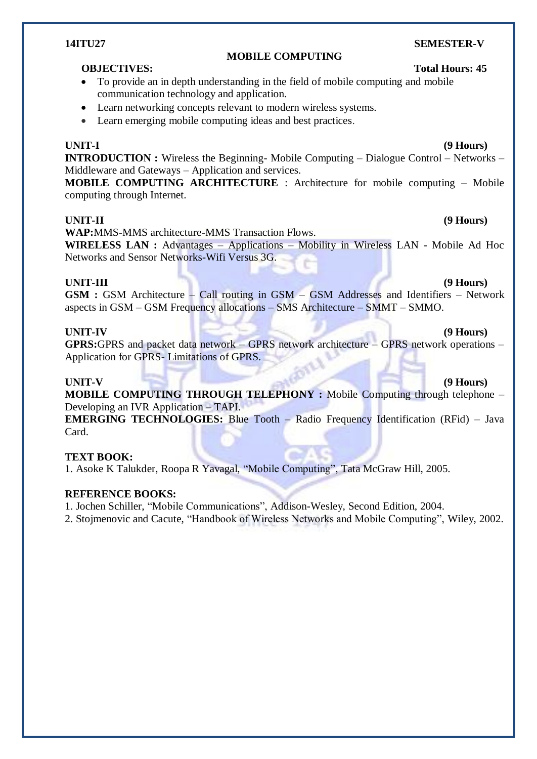**14ITU27** **SEMESTER-V**

## MOBILE COMPUTING

**OBJECTIVES:** **Total Hours: 45**

- To provide an in depth understanding in the field of mobile computing and mobile communication technology and application.
- Learn networking concepts relevant to modern wireless systems.
- Learn emerging mobile computing ideas and best practices.

**UNIT-I** **(9 Hours)**

**INTRODUCTION :** Wireless the Beginning- Mobile Computing – Dialogue Control – Networks – Middleware and Gateways – Application and services.

**MOBILE COMPUTING ARCHITECTURE** : Architecture for mobile computing – Mobile computing through Internet.

**UNIT-II** **(9 Hours)**

**WAP:**MMS-MMS architecture-MMS Transaction Flows.

**WIRELESS LAN :** Advantages – Applications – Mobility in Wireless LAN - Mobile Ad Hoc Networks and Sensor Networks-Wifi Versus 3G.

**UNIT-III** **(9 Hours)**

**GSM :** GSM Architecture – Call routing in GSM – GSM Addresses and Identifiers – Network aspects in GSM – GSM Frequency allocations – SMS Architecture – SMMT – SMMO.

**UNIT-IV** **(9 Hours)**

**GPRS:**GPRS and packet data network – GPRS network architecture – GPRS network operations – Application for GPRS- Limitations of GPRS.

**UNIT-V** **(9 Hours)**

**MOBILE COMPUTING THROUGH TELEPHONY :** Mobile Computing through telephone – Developing an IVR Application – TAPI.

**EMERGING TECHNOLOGIES:** Blue Tooth – Radio Frequency Identification (RFid) – Java Card.

**TEXT BOOK:**

1. Asoke K Talukder, Roopa R Yavagal, "Mobile Computing", Tata McGraw Hill, 2005.

**REFERENCE BOOKS:**

1. Jochen Schiller, "Mobile Communications", Addison-Wesley, Second Edition, 2004.
2. Stojmenovic and Cacute, "Handbook of Wireless Networks and Mobile Computing", Wiley, 2002.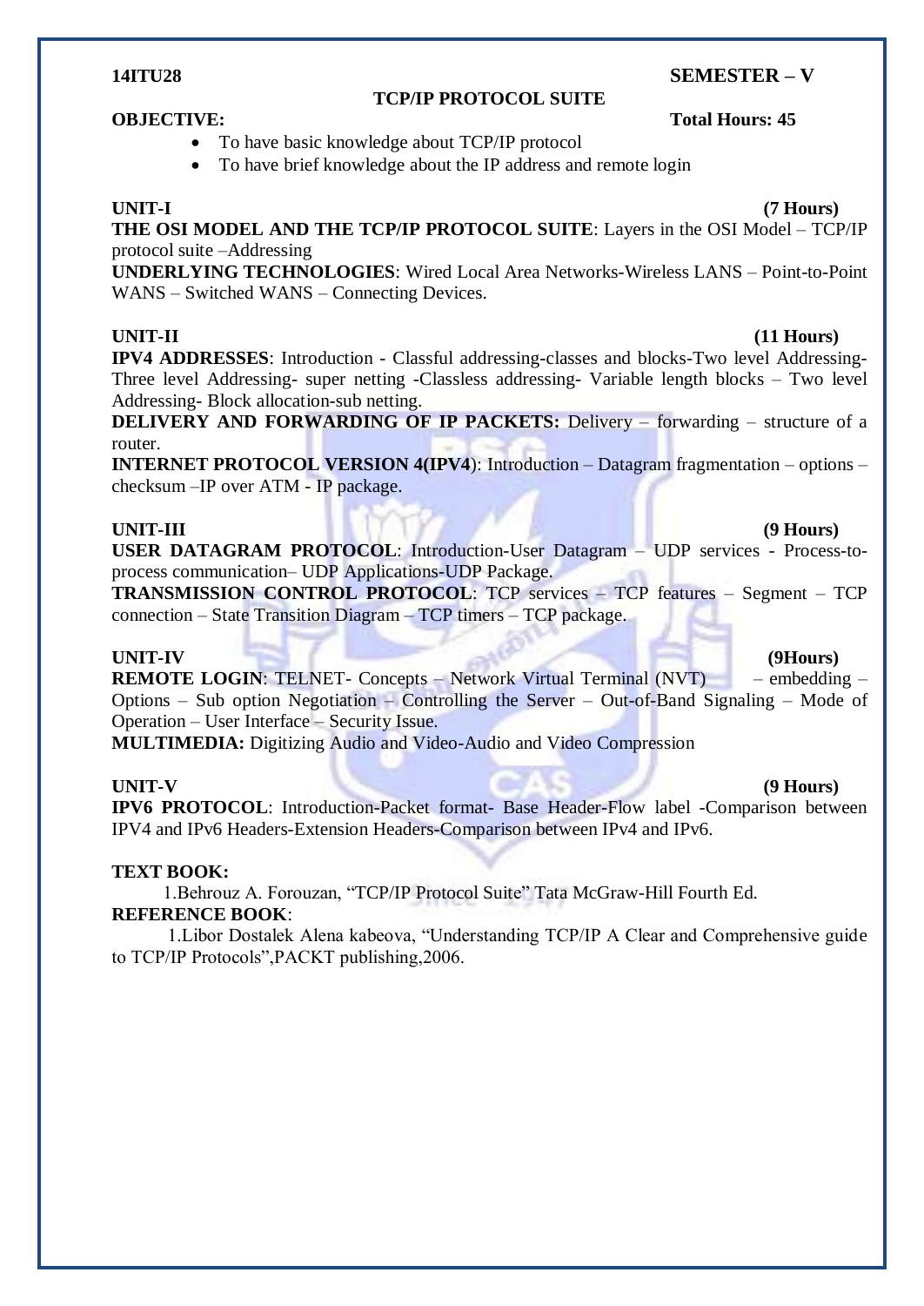**14ITU28** **SEMESTER – V**

## TCP/IP PROTOCOL SUITE

**OBJECTIVE:** **Total Hours: 45**

- To have basic knowledge about TCP/IP protocol
- To have brief knowledge about the IP address and remote login

**UNIT-I** **(7 Hours)**

**THE OSI MODEL AND THE TCP/IP PROTOCOL SUITE**: Layers in the OSI Model – TCP/IP protocol suite –Addressing

**UNDERLYING TECHNOLOGIES**: Wired Local Area Networks-Wireless LANS – Point-to-Point WANS – Switched WANS – Connecting Devices.

**UNIT-II** **(11 Hours)**

**IPV4 ADDRESSES**: Introduction - Classful addressing-classes and blocks-Two level Addressing-Three level Addressing- super netting -Classless addressing- Variable length blocks – Two level Addressing- Block allocation-sub netting.

**DELIVERY AND FORWARDING OF IP PACKETS:** Delivery – forwarding – structure of a router.

**INTERNET PROTOCOL VERSION 4(IPV4)**: Introduction – Datagram fragmentation – options – checksum –IP over ATM - IP package.

**UNIT-III** **(9 Hours)**

**USER DATAGRAM PROTOCOL**: Introduction-User Datagram – UDP services - Process-to-process communication– UDP Applications-UDP Package.

**TRANSMISSION CONTROL PROTOCOL**: TCP services – TCP features – Segment – TCP connection – State Transition Diagram – TCP timers – TCP package.

**UNIT-IV** **(9Hours)**

**REMOTE LOGIN**: TELNET- Concepts – Network Virtual Terminal (NVT) – embedding – Options – Sub option Negotiation – Controlling the Server – Out-of-Band Signaling – Mode of Operation – User Interface – Security Issue.

**MULTIMEDIA:** Digitizing Audio and Video-Audio and Video Compression

**UNIT-V** **(9 Hours)**

**IPV6 PROTOCOL**: Introduction-Packet format- Base Header-Flow label -Comparison between IPV4 and IPv6 Headers-Extension Headers-Comparison between IPv4 and IPv6.

**TEXT BOOK:**

1.Behrouz A. Forouzan, "TCP/IP Protocol Suite" Tata McGraw-Hill Fourth Ed.

**REFERENCE BOOK**:

1.Libor Dostalek Alena kabeova, "Understanding TCP/IP A Clear and Comprehensive guide to TCP/IP Protocols",PACKT publishing,2006.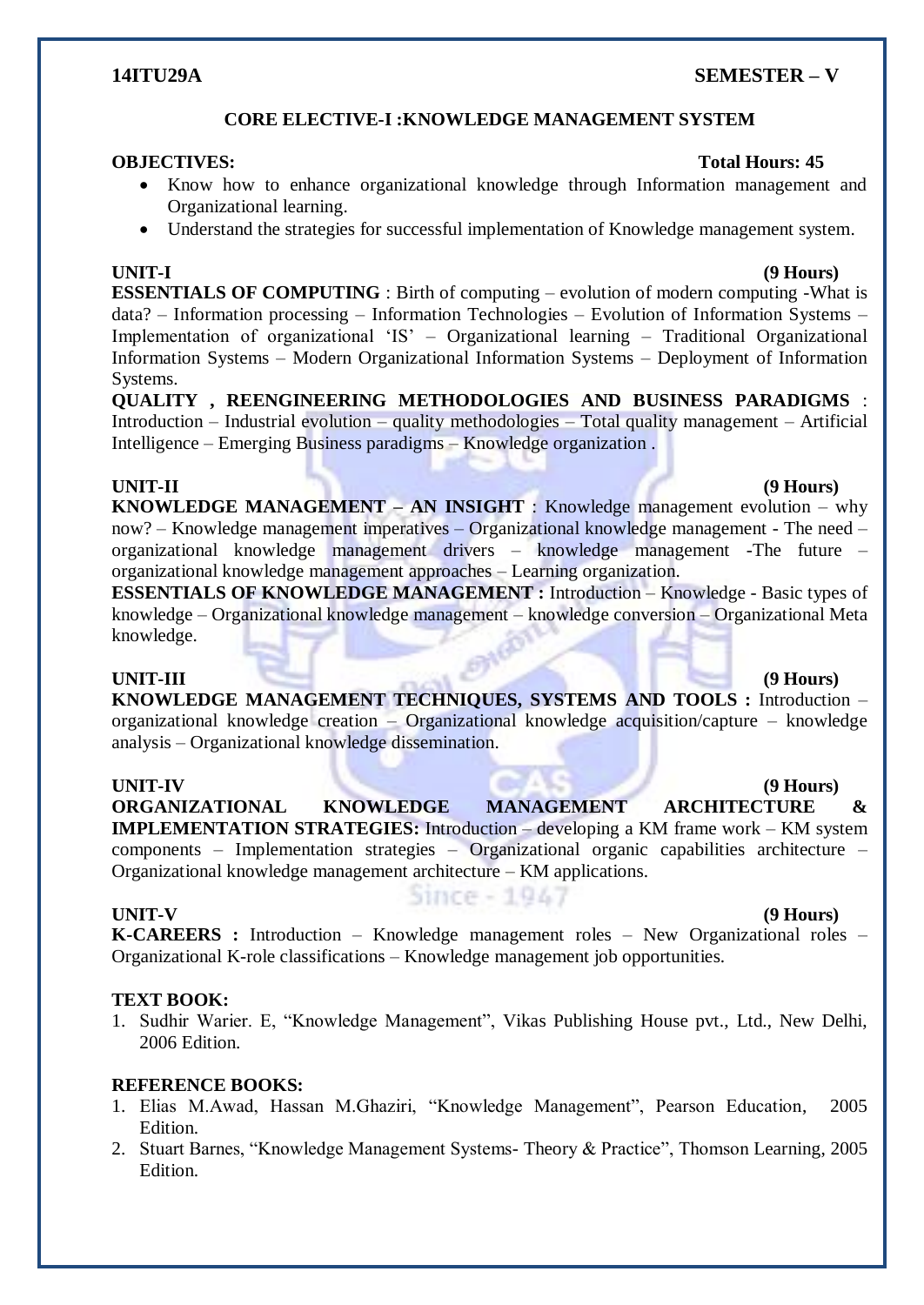**14ITU29A** **SEMESTER – V**

## CORE ELECTIVE-I :KNOWLEDGE MANAGEMENT SYSTEM

**OBJECTIVES:** **Total Hours: 45**

- Know how to enhance organizational knowledge through Information management and Organizational learning.
- Understand the strategies for successful implementation of Knowledge management system.

**UNIT-I** **(9 Hours)**

**ESSENTIALS OF COMPUTING** : Birth of computing – evolution of modern computing -What is data? – Information processing – Information Technologies – Evolution of Information Systems – Implementation of organizational 'IS' – Organizational learning – Traditional Organizational Information Systems – Modern Organizational Information Systems – Deployment of Information Systems.

**QUALITY , REENGINEERING METHODOLOGIES AND BUSINESS PARADIGMS** : Introduction – Industrial evolution – quality methodologies – Total quality management – Artificial Intelligence – Emerging Business paradigms – Knowledge organization .

**UNIT-II** **(9 Hours)**

**KNOWLEDGE MANAGEMENT – AN INSIGHT** : Knowledge management evolution – why now? – Knowledge management imperatives – Organizational knowledge management - The need – organizational knowledge management drivers – knowledge management -The future – organizational knowledge management approaches – Learning organization.

**ESSENTIALS OF KNOWLEDGE MANAGEMENT :** Introduction – Knowledge - Basic types of knowledge – Organizational knowledge management – knowledge conversion – Organizational Meta knowledge.

**UNIT-III** **(9 Hours)**

**KNOWLEDGE MANAGEMENT TECHNIQUES, SYSTEMS AND TOOLS :** Introduction – organizational knowledge creation – Organizational knowledge acquisition/capture – knowledge analysis – Organizational knowledge dissemination.

**UNIT-IV** **(9 Hours)**

**ORGANIZATIONAL KNOWLEDGE MANAGEMENT ARCHITECTURE & IMPLEMENTATION STRATEGIES:** Introduction – developing a KM frame work – KM system components – Implementation strategies – Organizational organic capabilities architecture – Organizational knowledge management architecture – KM applications.

**UNIT-V** **(9 Hours)**

**K-CAREERS :** Introduction – Knowledge management roles – New Organizational roles – Organizational K-role classifications – Knowledge management job opportunities.

**TEXT BOOK:**

1. Sudhir Warier. E, "Knowledge Management", Vikas Publishing House pvt., Ltd., New Delhi, 2006 Edition.

**REFERENCE BOOKS:**

1. Elias M.Awad, Hassan M.Ghaziri, "Knowledge Management", Pearson Education, 2005 Edition.
2. Stuart Barnes, "Knowledge Management Systems- Theory & Practice", Thomson Learning, 2005 Edition.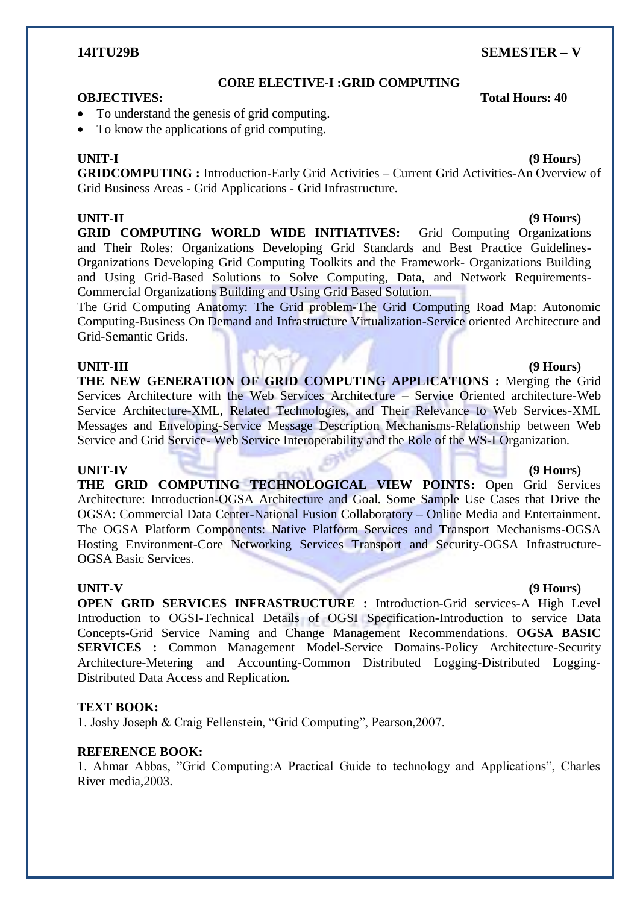**14ITU29B** **SEMESTER – V**

## CORE ELECTIVE-I :GRID COMPUTING

**OBJECTIVES:** **Total Hours: 40**

- To understand the genesis of grid computing.
- To know the applications of grid computing.

**UNIT-I** **(9 Hours)**

**GRIDCOMPUTING :** Introduction-Early Grid Activities – Current Grid Activities-An Overview of Grid Business Areas - Grid Applications - Grid Infrastructure.

**UNIT-II** **(9 Hours)**

**GRID COMPUTING WORLD WIDE INITIATIVES:** Grid Computing Organizations and Their Roles: Organizations Developing Grid Standards and Best Practice Guidelines-Organizations Developing Grid Computing Toolkits and the Framework- Organizations Building and Using Grid-Based Solutions to Solve Computing, Data, and Network Requirements-Commercial Organizations Building and Using Grid Based Solution.

The Grid Computing Anatomy: The Grid problem-The Grid Computing Road Map: Autonomic Computing-Business On Demand and Infrastructure Virtualization-Service oriented Architecture and Grid-Semantic Grids.

**UNIT-III** **(9 Hours)**

**THE NEW GENERATION OF GRID COMPUTING APPLICATIONS :** Merging the Grid Services Architecture with the Web Services Architecture – Service Oriented architecture-Web Service Architecture-XML, Related Technologies, and Their Relevance to Web Services-XML Messages and Enveloping-Service Message Description Mechanisms-Relationship between Web Service and Grid Service- Web Service Interoperability and the Role of the WS-I Organization.

**UNIT-IV** **(9 Hours)**

**THE GRID COMPUTING TECHNOLOGICAL VIEW POINTS:** Open Grid Services Architecture: Introduction-OGSA Architecture and Goal. Some Sample Use Cases that Drive the OGSA: Commercial Data Center-National Fusion Collaboratory – Online Media and Entertainment. The OGSA Platform Components: Native Platform Services and Transport Mechanisms-OGSA Hosting Environment-Core Networking Services Transport and Security-OGSA Infrastructure-OGSA Basic Services.

**UNIT-V** **(9 Hours)**

**OPEN GRID SERVICES INFRASTRUCTURE :** Introduction-Grid services-A High Level Introduction to OGSI-Technical Details of OGSI Specification-Introduction to service Data Concepts-Grid Service Naming and Change Management Recommendations. **OGSA BASIC SERVICES :** Common Management Model-Service Domains-Policy Architecture-Security Architecture-Metering and Accounting-Common Distributed Logging-Distributed Logging-Distributed Data Access and Replication.

**TEXT BOOK:**

1. Joshy Joseph & Craig Fellenstein, "Grid Computing", Pearson,2007.

**REFERENCE BOOK:**

1. Ahmar Abbas, "Grid Computing:A Practical Guide to technology and Applications", Charles River media,2003.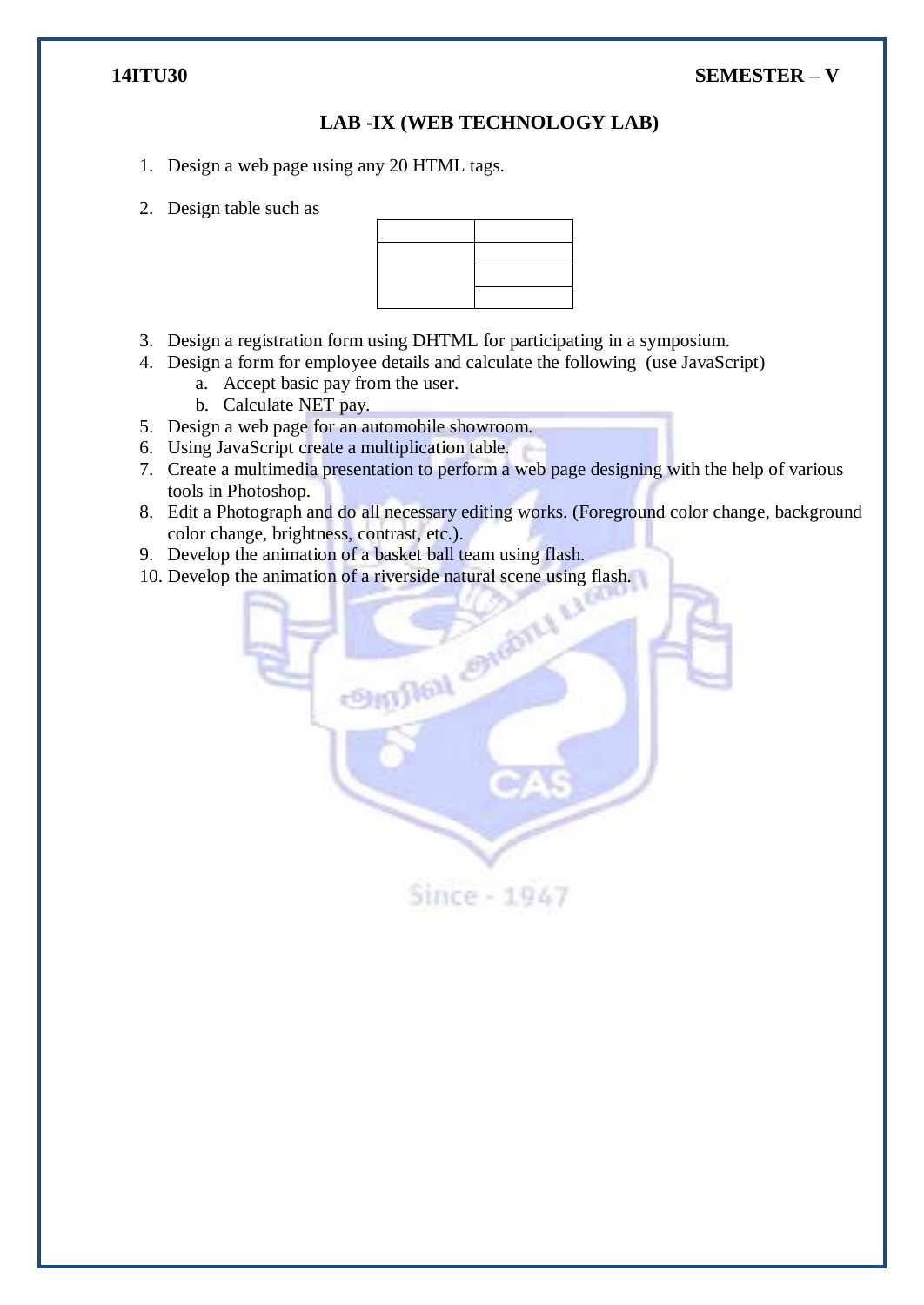**14ITU30** **SEMESTER – V**

## LAB -IX (WEB TECHNOLOGY LAB)

1. Design a web page using any 20 HTML tags.
2. Design table such as

| | |
|---|---|
| | |
| | |
| | |

3. Design a registration form using DHTML for participating in a symposium.
4. Design a form for employee details and calculate the following (use JavaScript)
   a. Accept basic pay from the user.
   b. Calculate NET pay.
5. Design a web page for an automobile showroom.
6. Using JavaScript create a multiplication table.
7. Create a multimedia presentation to perform a web page designing with the help of various tools in Photoshop.
8. Edit a Photograph and do all necessary editing works. (Foreground color change, background color change, brightness, contrast, etc.).
9. Develop the animation of a basket ball team using flash.
10. Develop the animation of a riverside natural scene using flash.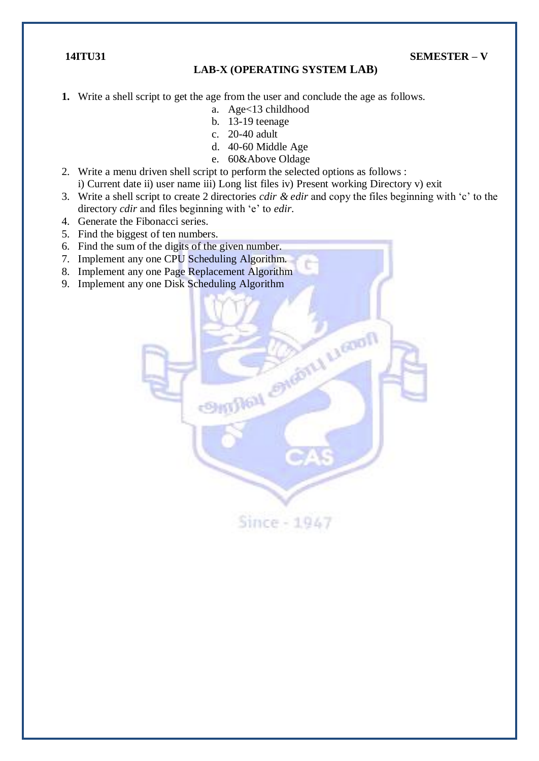**14ITU31** **SEMESTER – V**

## LAB-X (OPERATING SYSTEM LAB)

1. Write a shell script to get the age from the user and conclude the age as follows.
    a. Age<13 childhood
    b. 13-19 teenage
    c. 20-40 adult
    d. 40-60 Middle Age
    e. 60&Above Oldage
2. Write a menu driven shell script to perform the selected options as follows :
   i) Current date ii) user name iii) Long list files iv) Present working Directory v) exit
3. Write a shell script to create 2 directories *cdir & edir* and copy the files beginning with 'c' to the directory *cdir* and files beginning with 'e' to *edir.*
4. Generate the Fibonacci series.
5. Find the biggest of ten numbers.
6. Find the sum of the digits of the given number.
7. Implement any one CPU Scheduling Algorithm.
8. Implement any one Page Replacement Algorithm
9. Implement any one Disk Scheduling Algorithm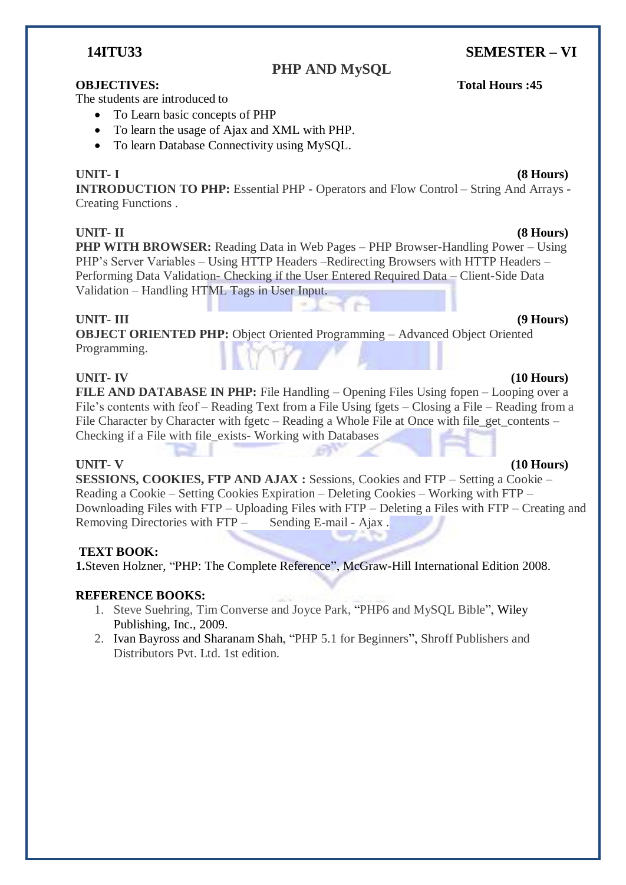**14ITU33** **SEMESTER – VI**

## PHP AND MySQL

**OBJECTIVES:** **Total Hours :45**

The students are introduced to

- To Learn basic concepts of PHP
- To learn the usage of Ajax and XML with PHP.
- To learn Database Connectivity using MySQL.

**UNIT- I** **(8 Hours)**

**INTRODUCTION TO PHP:** Essential PHP - Operators and Flow Control – String And Arrays - Creating Functions .

**UNIT- II** **(8 Hours)**

**PHP WITH BROWSER:** Reading Data in Web Pages – PHP Browser-Handling Power – Using PHP's Server Variables – Using HTTP Headers –Redirecting Browsers with HTTP Headers – Performing Data Validation- Checking if the User Entered Required Data – Client-Side Data Validation – Handling HTML Tags in User Input.

**UNIT- III** **(9 Hours)**

**OBJECT ORIENTED PHP:** Object Oriented Programming – Advanced Object Oriented Programming.

**UNIT- IV** **(10 Hours)**

**FILE AND DATABASE IN PHP:** File Handling – Opening Files Using fopen – Looping over a File's contents with feof – Reading Text from a File Using fgets – Closing a File – Reading from a File Character by Character with fgetc – Reading a Whole File at Once with file_get_contents – Checking if a File with file_exists- Working with Databases

**UNIT- V** **(10 Hours)**

**SESSIONS, COOKIES, FTP AND AJAX :** Sessions, Cookies and FTP – Setting a Cookie – Reading a Cookie – Setting Cookies Expiration – Deleting Cookies – Working with FTP – Downloading Files with FTP – Uploading Files with FTP – Deleting a Files with FTP – Creating and Removing Directories with FTP – Sending E-mail - Ajax .

**TEXT BOOK:**

**1.** Steven Holzner, "PHP: The Complete Reference", McGraw-Hill International Edition 2008.

**REFERENCE BOOKS:**

1. Steve Suehring, Tim Converse and Joyce Park, "PHP6 and MySQL Bible", Wiley Publishing, Inc., 2009.
2. Ivan Bayross and Sharanam Shah, "PHP 5.1 for Beginners", Shroff Publishers and Distributors Pvt. Ltd. 1st edition.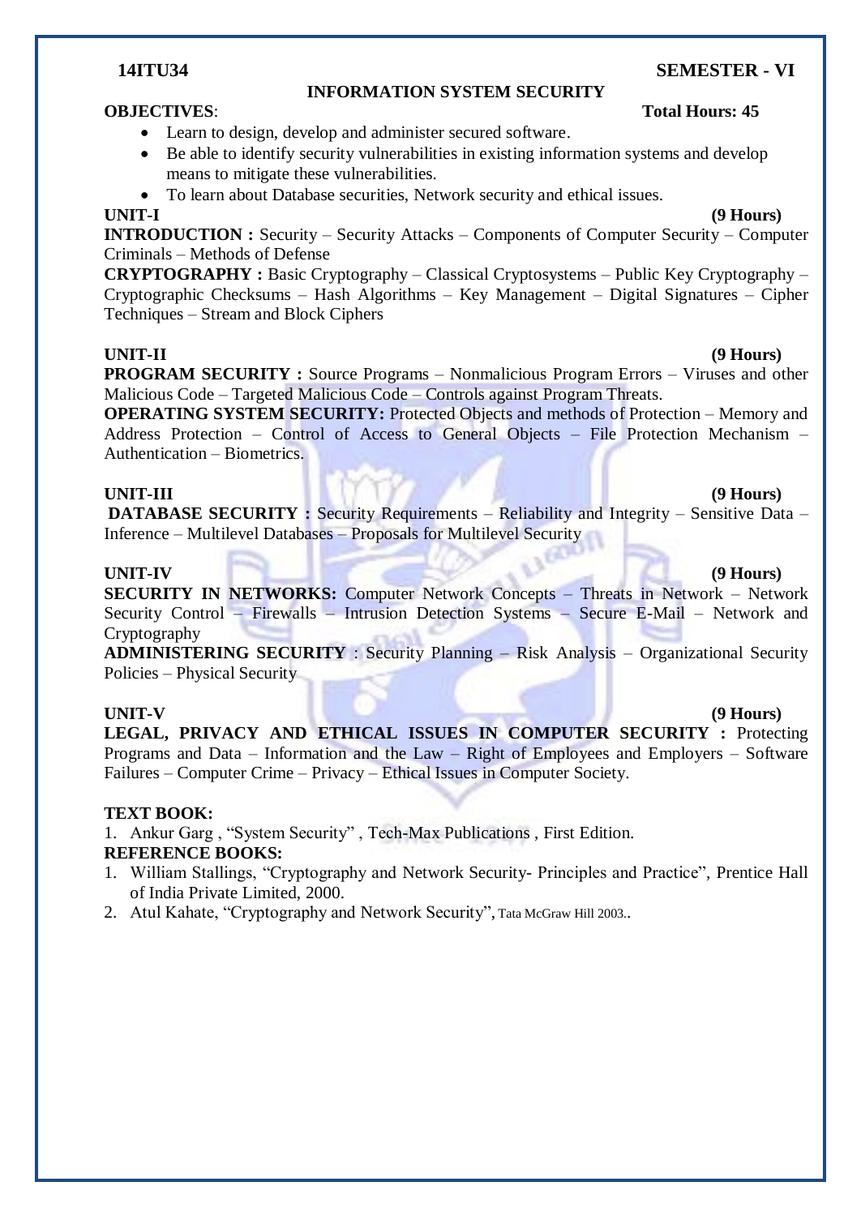**14ITU34** **SEMESTER - VI**

## INFORMATION SYSTEM SECURITY

**OBJECTIVES**: **Total Hours: 45**

- Learn to design, develop and administer secured software.
- Be able to identify security vulnerabilities in existing information systems and develop means to mitigate these vulnerabilities.
- To learn about Database securities, Network security and ethical issues.

**UNIT-I** **(9 Hours)**

**INTRODUCTION :** Security – Security Attacks – Components of Computer Security – Computer Criminals – Methods of Defense

**CRYPTOGRAPHY :** Basic Cryptography – Classical Cryptosystems – Public Key Cryptography – Cryptographic Checksums – Hash Algorithms – Key Management – Digital Signatures – Cipher Techniques – Stream and Block Ciphers

**UNIT-II** **(9 Hours)**

**PROGRAM SECURITY :** Source Programs – Nonmalicious Program Errors – Viruses and other Malicious Code – Targeted Malicious Code – Controls against Program Threats.

**OPERATING SYSTEM SECURITY:** Protected Objects and methods of Protection – Memory and Address Protection – Control of Access to General Objects – File Protection Mechanism – Authentication – Biometrics.

**UNIT-III** **(9 Hours)**

**DATABASE SECURITY :** Security Requirements – Reliability and Integrity – Sensitive Data – Inference – Multilevel Databases – Proposals for Multilevel Security

**UNIT-IV** **(9 Hours)**

**SECURITY IN NETWORKS:** Computer Network Concepts – Threats in Network – Network Security Control – Firewalls – Intrusion Detection Systems – Secure E-Mail – Network and Cryptography

**ADMINISTERING SECURITY** : Security Planning – Risk Analysis – Organizational Security Policies – Physical Security

**UNIT-V** **(9 Hours)**

**LEGAL, PRIVACY AND ETHICAL ISSUES IN COMPUTER SECURITY :** Protecting Programs and Data – Information and the Law – Right of Employees and Employers – Software Failures – Computer Crime – Privacy – Ethical Issues in Computer Society.

**TEXT BOOK:**

1. Ankur Garg , "System Security" , Tech-Max Publications , First Edition.

**REFERENCE BOOKS:**

1. William Stallings, "Cryptography and Network Security- Principles and Practice", Prentice Hall of India Private Limited, 2000.
2. Atul Kahate, "Cryptography and Network Security", Tata McGraw Hill 2003..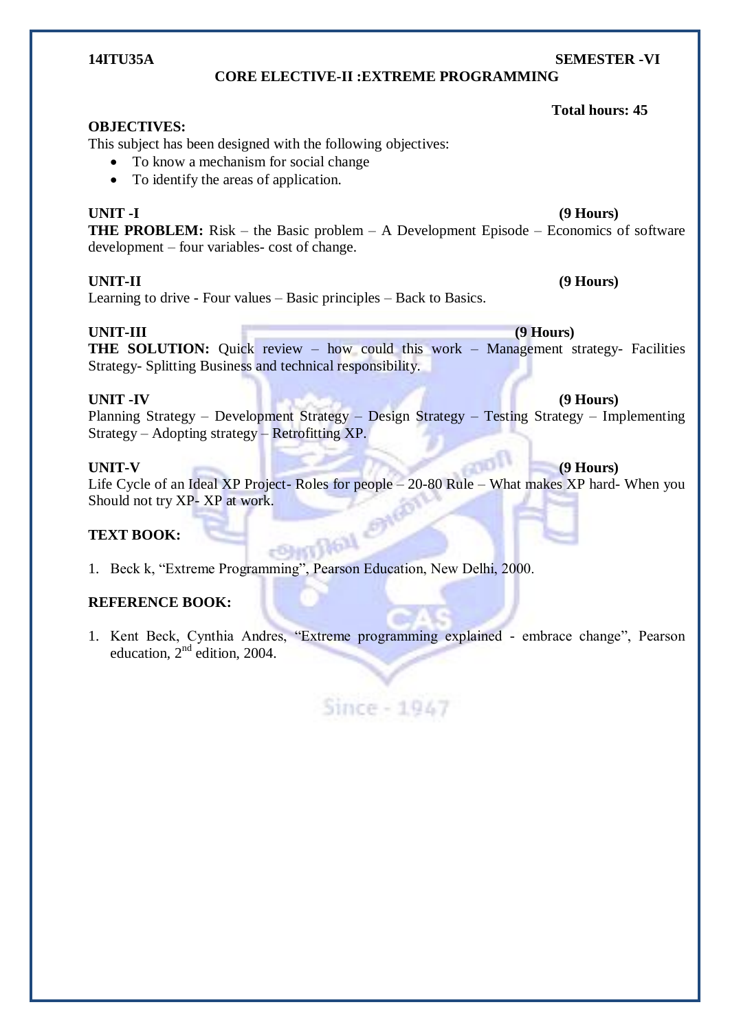**14ITU35A** **SEMESTER -VI**

# CORE ELECTIVE-II :EXTREME PROGRAMMING

**Total hours: 45**

**OBJECTIVES:**

This subject has been designed with the following objectives:

- To know a mechanism for social change
- To identify the areas of application.

**UNIT -I** **(9 Hours)**

**THE PROBLEM:** Risk – the Basic problem – A Development Episode – Economics of software development – four variables- cost of change.

**UNIT-II** **(9 Hours)**

Learning to drive - Four values – Basic principles – Back to Basics.

**UNIT-III** **(9 Hours)**

**THE SOLUTION:** Quick review – how could this work – Management strategy- Facilities Strategy- Splitting Business and technical responsibility.

**UNIT -IV** **(9 Hours)**

Planning Strategy – Development Strategy – Design Strategy – Testing Strategy – Implementing Strategy – Adopting strategy – Retrofitting XP.

**UNIT-V** **(9 Hours)**

Life Cycle of an Ideal XP Project- Roles for people – 20-80 Rule – What makes XP hard- When you Should not try XP- XP at work.

**TEXT BOOK:**

1. Beck k, “Extreme Programming”, Pearson Education, New Delhi, 2000.

**REFERENCE BOOK:**

1. Kent Beck, Cynthia Andres, “Extreme programming explained - embrace change”, Pearson education, 2nd edition, 2004.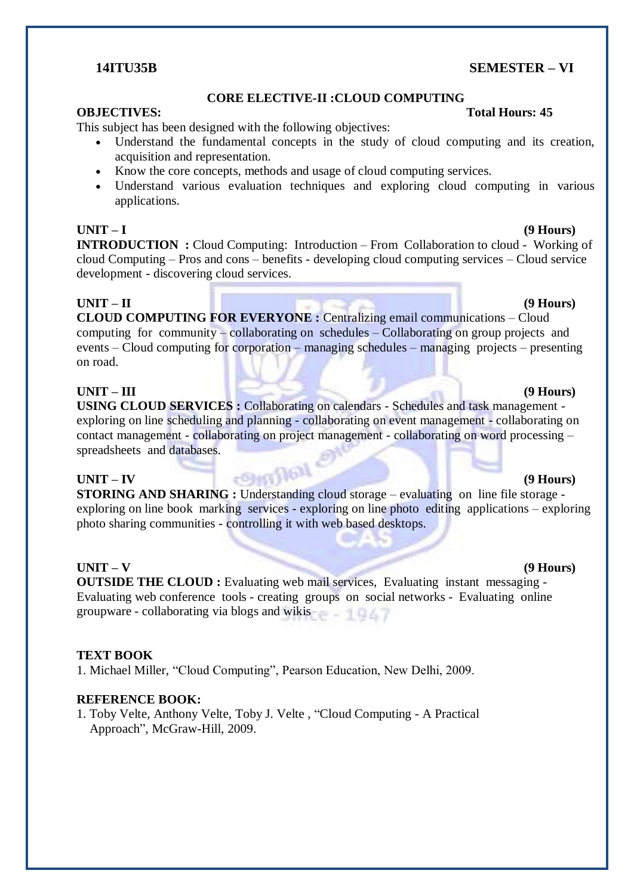**14ITU35B** **SEMESTER – VI**

## CORE ELECTIVE-II :CLOUD COMPUTING

**OBJECTIVES:** **Total Hours: 45**

This subject has been designed with the following objectives:

- Understand the fundamental concepts in the study of cloud computing and its creation, acquisition and representation.
- Know the core concepts, methods and usage of cloud computing services.
- Understand various evaluation techniques and exploring cloud computing in various applications.

**UNIT – I** **(9 Hours)**

**INTRODUCTION :** Cloud Computing: Introduction – From Collaboration to cloud - Working of cloud Computing – Pros and cons – benefits - developing cloud computing services – Cloud service development - discovering cloud services.

**UNIT – II** **(9 Hours)**

**CLOUD COMPUTING FOR EVERYONE :** Centralizing email communications – Cloud computing for community – collaborating on schedules – Collaborating on group projects and events – Cloud computing for corporation – managing schedules – managing projects – presenting on road.

**UNIT – III** **(9 Hours)**

**USING CLOUD SERVICES :** Collaborating on calendars - Schedules and task management - exploring on line scheduling and planning - collaborating on event management - collaborating on contact management - collaborating on project management - collaborating on word processing – spreadsheets and databases.

**UNIT – IV** **(9 Hours)**

**STORING AND SHARING :** Understanding cloud storage – evaluating on line file storage - exploring on line book marking services - exploring on line photo editing applications – exploring photo sharing communities - controlling it with web based desktops.

**UNIT – V** **(9 Hours)**

**OUTSIDE THE CLOUD :** Evaluating web mail services, Evaluating instant messaging - Evaluating web conference tools - creating groups on social networks - Evaluating online groupware - collaborating via blogs and wikis

**TEXT BOOK**

1. Michael Miller, "Cloud Computing", Pearson Education, New Delhi, 2009.

**REFERENCE BOOK:**

1. Toby Velte, Anthony Velte, Toby J. Velte , "Cloud Computing - A Practical Approach", McGraw-Hill, 2009.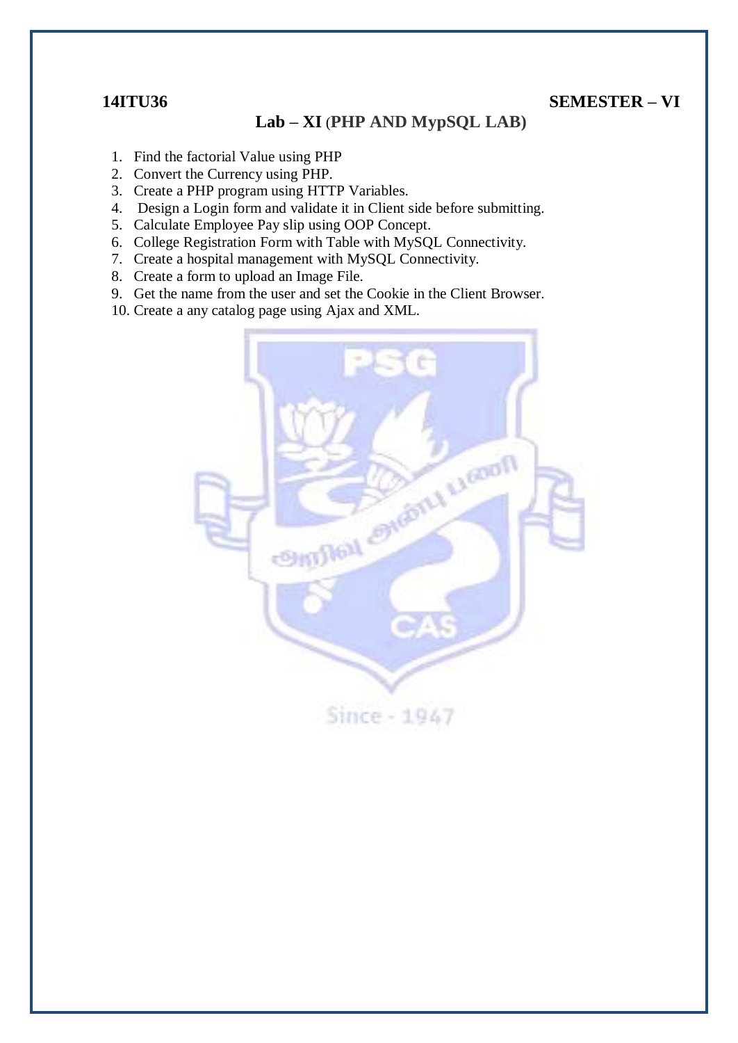**14ITU36** **SEMESTER – VI**

## Lab – XI (PHP AND MypSQL LAB)

1. Find the factorial Value using PHP
2. Convert the Currency using PHP.
3. Create a PHP program using HTTP Variables.
4. Design a Login form and validate it in Client side before submitting.
5. Calculate Employee Pay slip using OOP Concept.
6. College Registration Form with Table with MySQL Connectivity.
7. Create a hospital management with MySQL Connectivity.
8. Create a form to upload an Image File.
9. Get the name from the user and set the Cookie in the Client Browser.
10. Create a any catalog page using Ajax and XML.